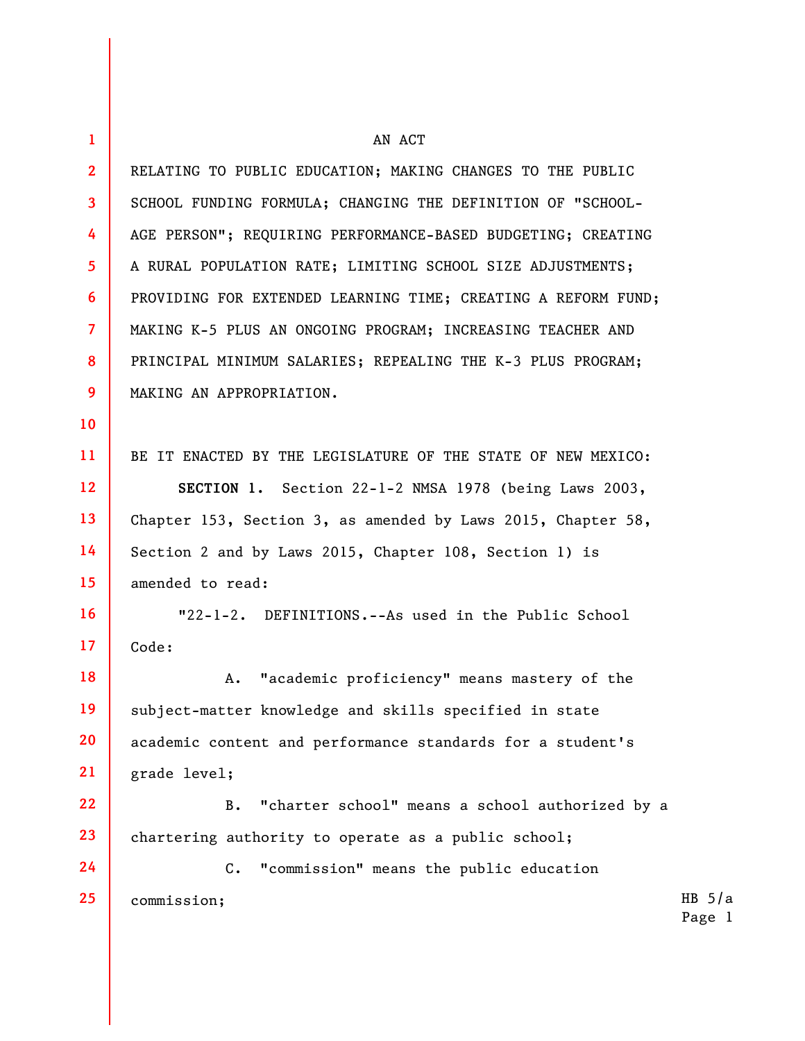AN ACT

RELATING TO PUBLIC EDUCATION; MAKING CHANGES TO THE PUBLIC SCHOOL FUNDING FORMULA; CHANGING THE DEFINITION OF "SCHOOL-AGE PERSON"; REQUIRING PERFORMANCE-BASED BUDGETING; CREATING A RURAL POPULATION RATE; LIMITING SCHOOL SIZE ADJUSTMENTS; PROVIDING FOR EXTENDED LEARNING TIME; CREATING A REFORM FUND; MAKING K-5 PLUS AN ONGOING PROGRAM; INCREASING TEACHER AND PRINCIPAL MINIMUM SALARIES; REPEALING THE K-3 PLUS PROGRAM; MAKING AN APPROPRIATION.

BE IT ENACTED BY THE LEGISLATURE OF THE STATE OF NEW MEXICO:

**SECTION 1.** Section 22-1-2 NMSA 1978 (being Laws 2003, Chapter 153, Section 3, as amended by Laws 2015, Chapter 58, Section 2 and by Laws 2015, Chapter 108, Section 1) is amended to read:

"22-1-2. DEFINITIONS.--As used in the Public School Code:

A. "academic proficiency" means mastery of the subject-matter knowledge and skills specified in state academic content and performance standards for a student's grade level;

B. "charter school" means a school authorized by a chartering authority to operate as a public school;

C. "commission" means the public education commission;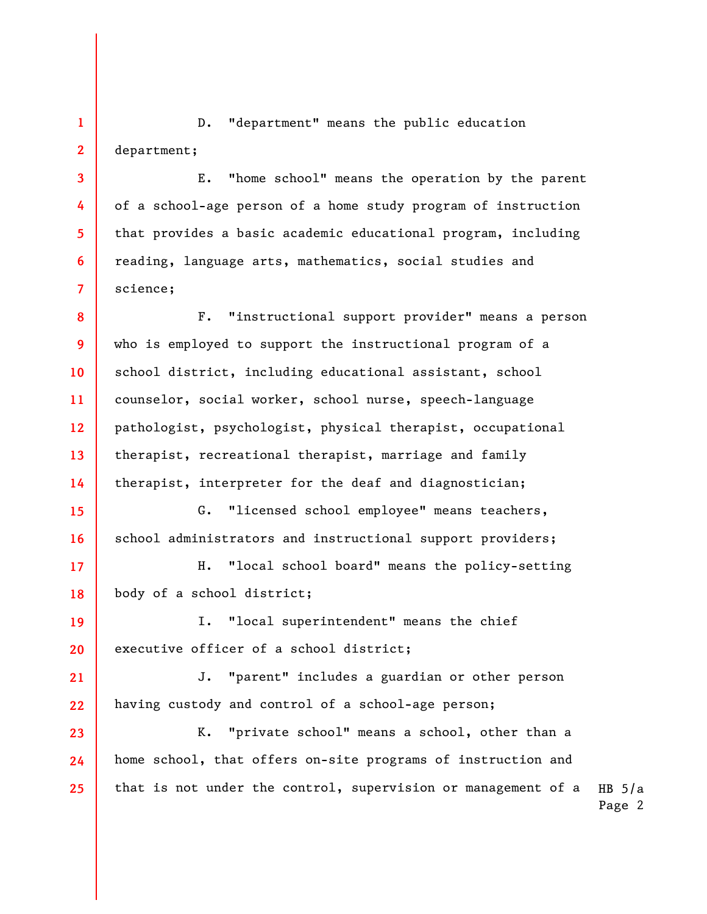D. "department" means the public education department;

E. "home school" means the operation by the parent of a school-age person of a home study program of instruction that provides a basic academic educational program, including reading, language arts, mathematics, social studies and science;

F. "instructional support provider" means a person who is employed to support the instructional program of a school district, including educational assistant, school counselor, social worker, school nurse, speech-language pathologist, psychologist, physical therapist, occupational therapist, recreational therapist, marriage and family therapist, interpreter for the deaf and diagnostician;

G. "licensed school employee" means teachers, school administrators and instructional support providers;

H. "local school board" means the policy-setting body of a school district;

I. "local superintendent" means the chief executive officer of a school district;

J. "parent" includes a guardian or other person having custody and control of a school-age person;

K. "private school" means a school, other than a home school, that offers on-site programs of instruction and that is not under the control, supervision or management of a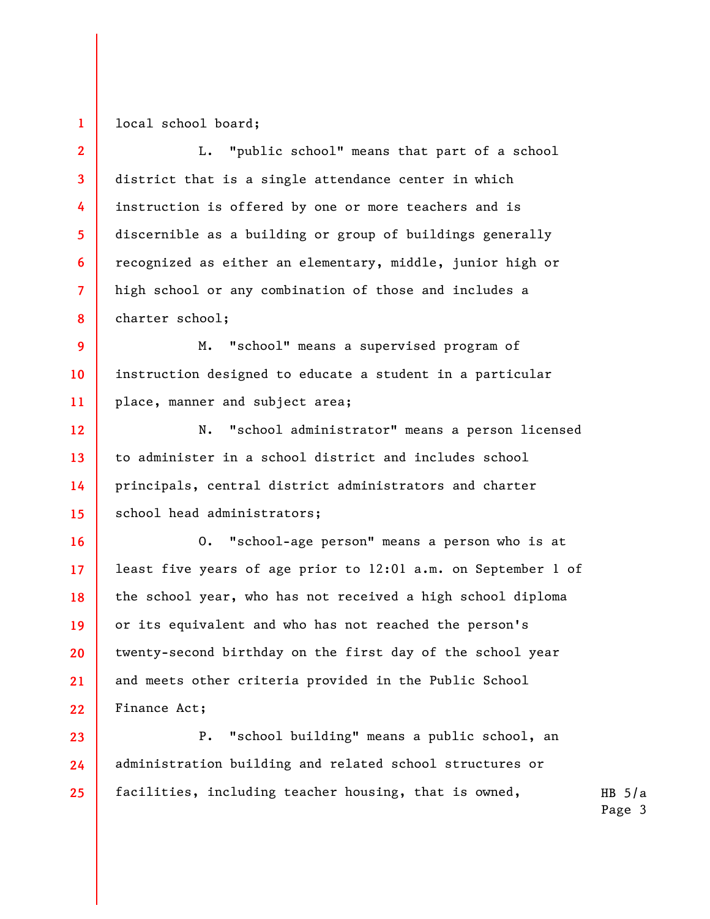local school board;

L. "public school" means that part of a school district that is a single attendance center in which instruction is offered by one or more teachers and is discernible as a building or group of buildings generally recognized as either an elementary, middle, junior high or high school or any combination of those and includes a charter school;

M. "school" means a supervised program of instruction designed to educate a student in a particular place, manner and subject area;

N. "school administrator" means a person licensed to administer in a school district and includes school principals, central district administrators and charter school head administrators;

O. "school-age person" means a person who is at least five years of age prior to 12:01 a.m. on September 1 of the school year, who has not received a high school diploma or its equivalent and who has not reached the person's twenty-second birthday on the first day of the school year and meets other criteria provided in the Public School Finance Act;

P. "school building" means a public school, an administration building and related school structures or facilities, including teacher housing, that is owned,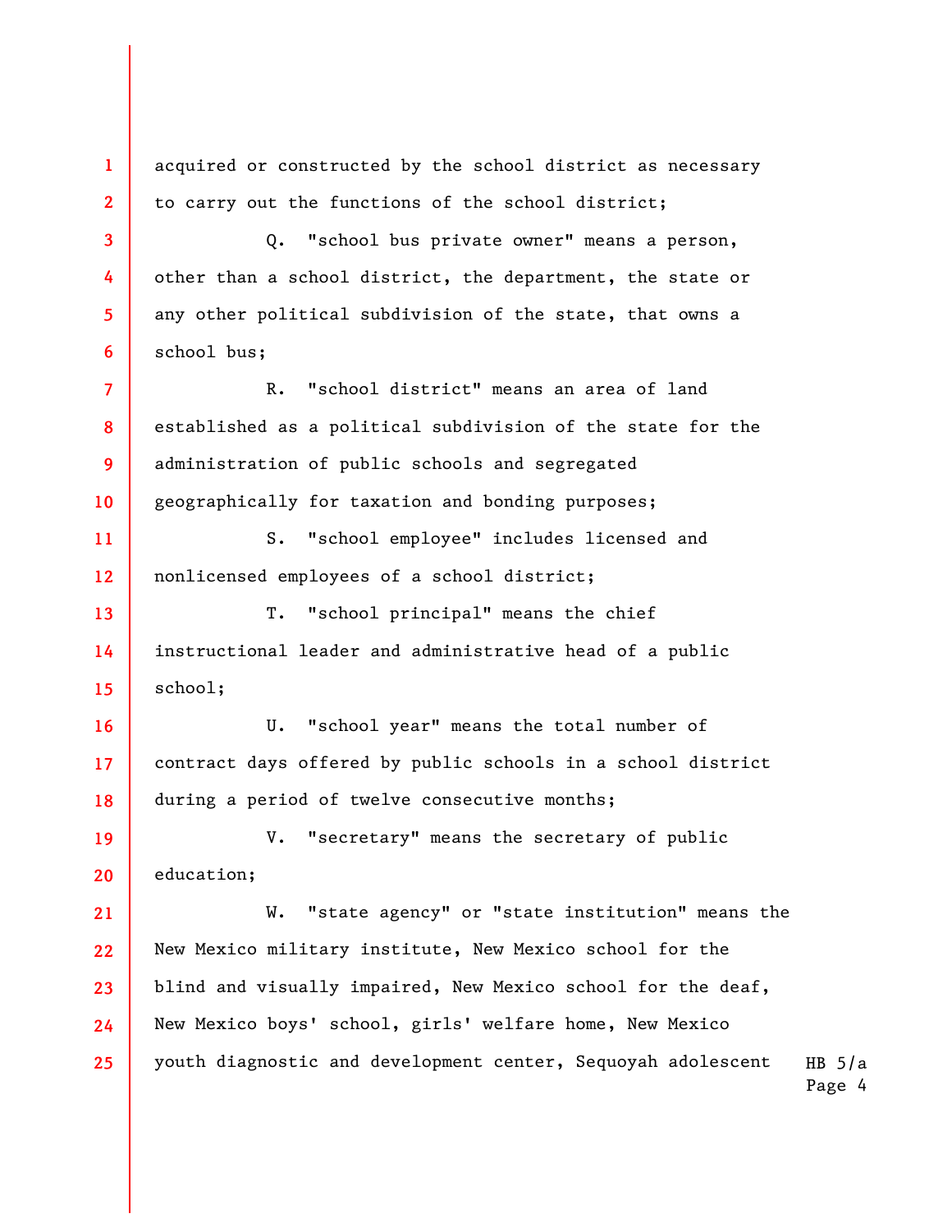acquired or constructed by the school district as necessary to carry out the functions of the school district;

Q. "school bus private owner" means a person, other than a school district, the department, the state or any other political subdivision of the state, that owns a school bus;

R. "school district" means an area of land established as a political subdivision of the state for the administration of public schools and segregated geographically for taxation and bonding purposes;

S. "school employee" includes licensed and nonlicensed employees of a school district;

T. "school principal" means the chief instructional leader and administrative head of a public school;

U. "school year" means the total number of contract days offered by public schools in a school district during a period of twelve consecutive months;

V. "secretary" means the secretary of public education;

W. "state agency" or "state institution" means the New Mexico military institute, New Mexico school for the blind and visually impaired, New Mexico school for the deaf, New Mexico boys' school, girls' welfare home, New Mexico youth diagnostic and development center, Sequoyah adolescent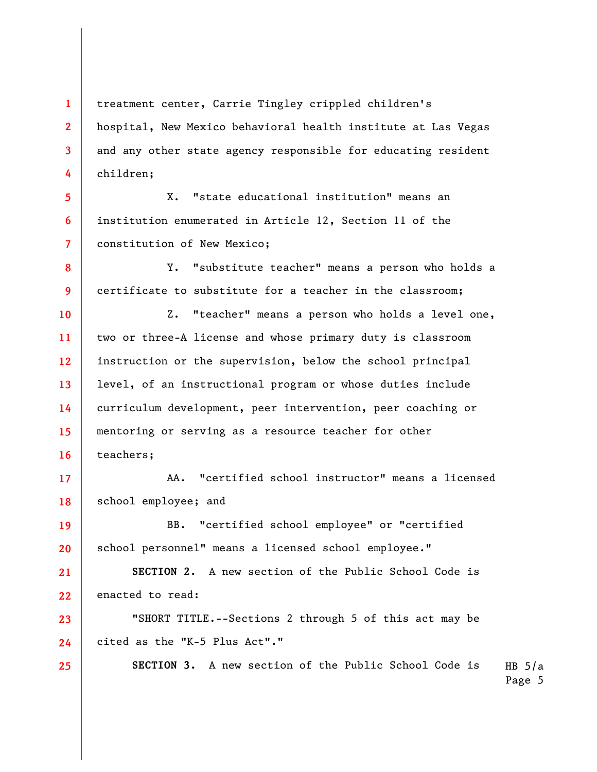treatment center, Carrie Tingley crippled children's hospital, New Mexico behavioral health institute at Las Vegas and any other state agency responsible for educating resident children;

X. "state educational institution" means an institution enumerated in Article 12, Section 11 of the constitution of New Mexico;

Y. "substitute teacher" means a person who holds a certificate to substitute for a teacher in the classroom;

Z. "teacher" means a person who holds a level one, two or three-A license and whose primary duty is classroom instruction or the supervision, below the school principal level, of an instructional program or whose duties include curriculum development, peer intervention, peer coaching or mentoring or serving as a resource teacher for other teachers;

AA. "certified school instructor" means a licensed school employee; and

BB. "certified school employee" or "certified school personnel" means a licensed school employee."

**SECTION 2.** A new section of the Public School Code is enacted to read:

"SHORT TITLE.--Sections 2 through 5 of this act may be cited as the "K-5 Plus Act"."

**SECTION 3.** A new section of the Public School Code is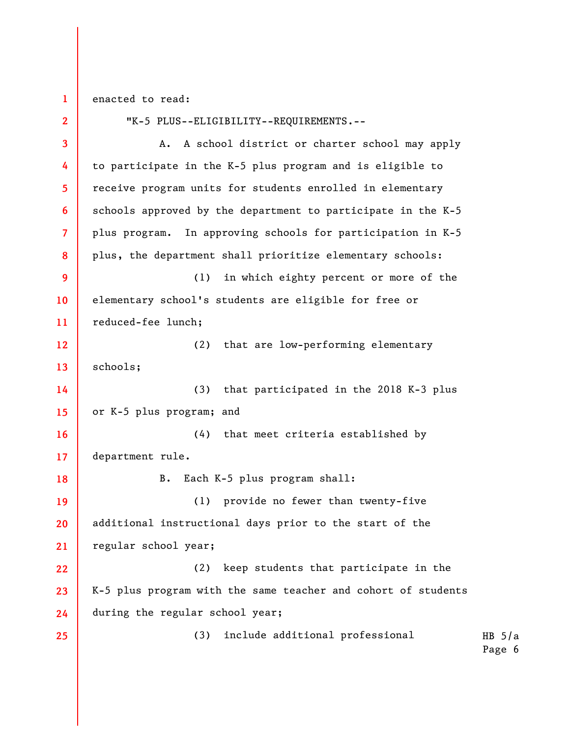enacted to read:

"K-5 PLUS--ELIGIBILITY--REQUIREMENTS.--

A. A school district or charter school may apply to participate in the K-5 plus program and is eligible to receive program units for students enrolled in elementary schools approved by the department to participate in the K-5 plus program. In approving schools for participation in K-5 plus, the department shall prioritize elementary schools:

(1) in which eighty percent or more of the elementary school's students are eligible for free or reduced-fee lunch;

(2) that are low-performing elementary schools;

(3) that participated in the 2018 K-3 plus or K-5 plus program; and

(4) that meet criteria established by department rule.

B. Each K-5 plus program shall:

(1) provide no fewer than twenty-five additional instructional days prior to the start of the regular school year;

(2) keep students that participate in the K-5 plus program with the same teacher and cohort of students during the regular school year;

(3) include additional professional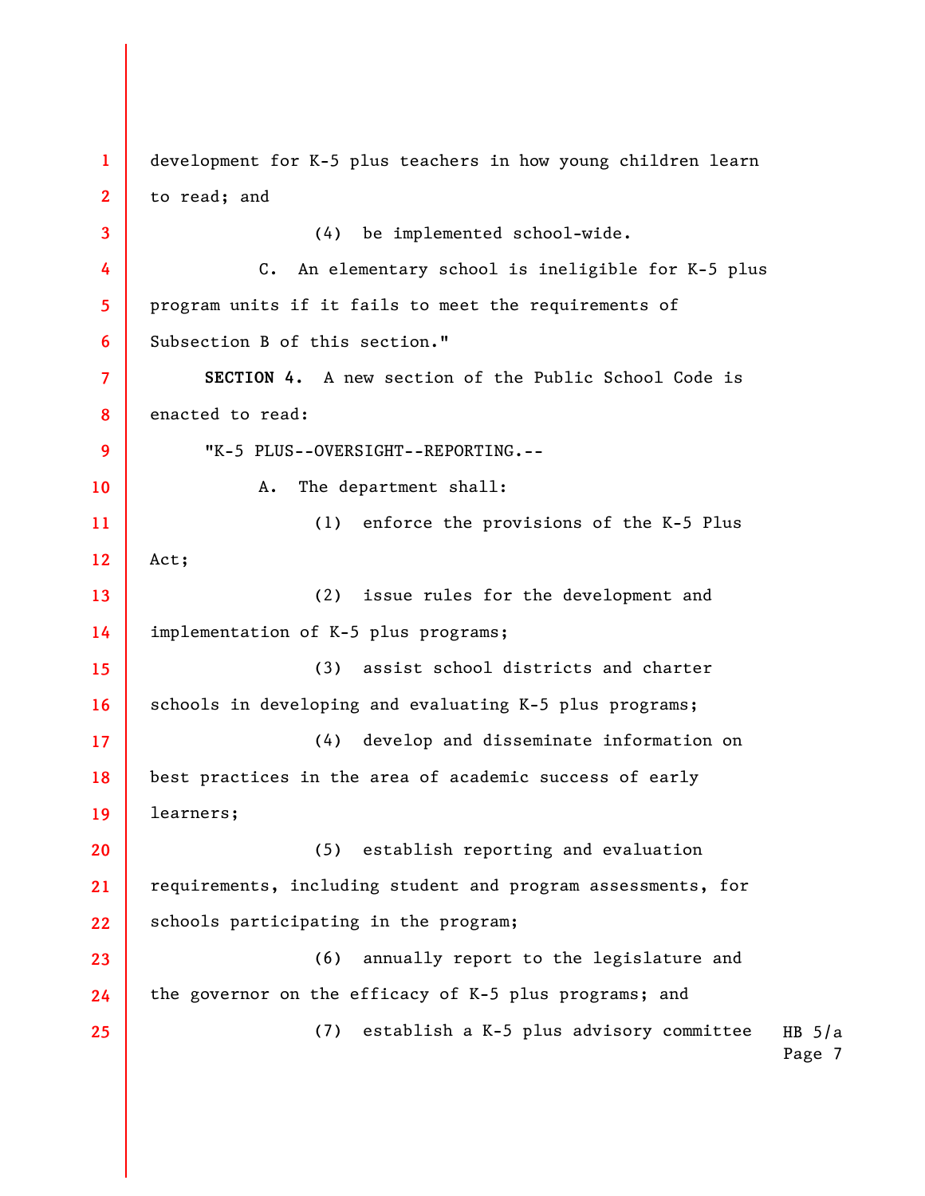development for K-5 plus teachers in how young children learn to read; and

(4) be implemented school-wide.

C. An elementary school is ineligible for K-5 plus program units if it fails to meet the requirements of Subsection B of this section."

**SECTION 4.** A new section of the Public School Code is enacted to read:

"K-5 PLUS--OVERSIGHT--REPORTING.--

A. The department shall:

(1) enforce the provisions of the K-5 Plus Act;

(2) issue rules for the development and implementation of K-5 plus programs;

(3) assist school districts and charter schools in developing and evaluating K-5 plus programs;

(4) develop and disseminate information on best practices in the area of academic success of early learners;

(5) establish reporting and evaluation requirements, including student and program assessments, for schools participating in the program;

(6) annually report to the legislature and the governor on the efficacy of K-5 plus programs; and

(7) establish a K-5 plus advisory committee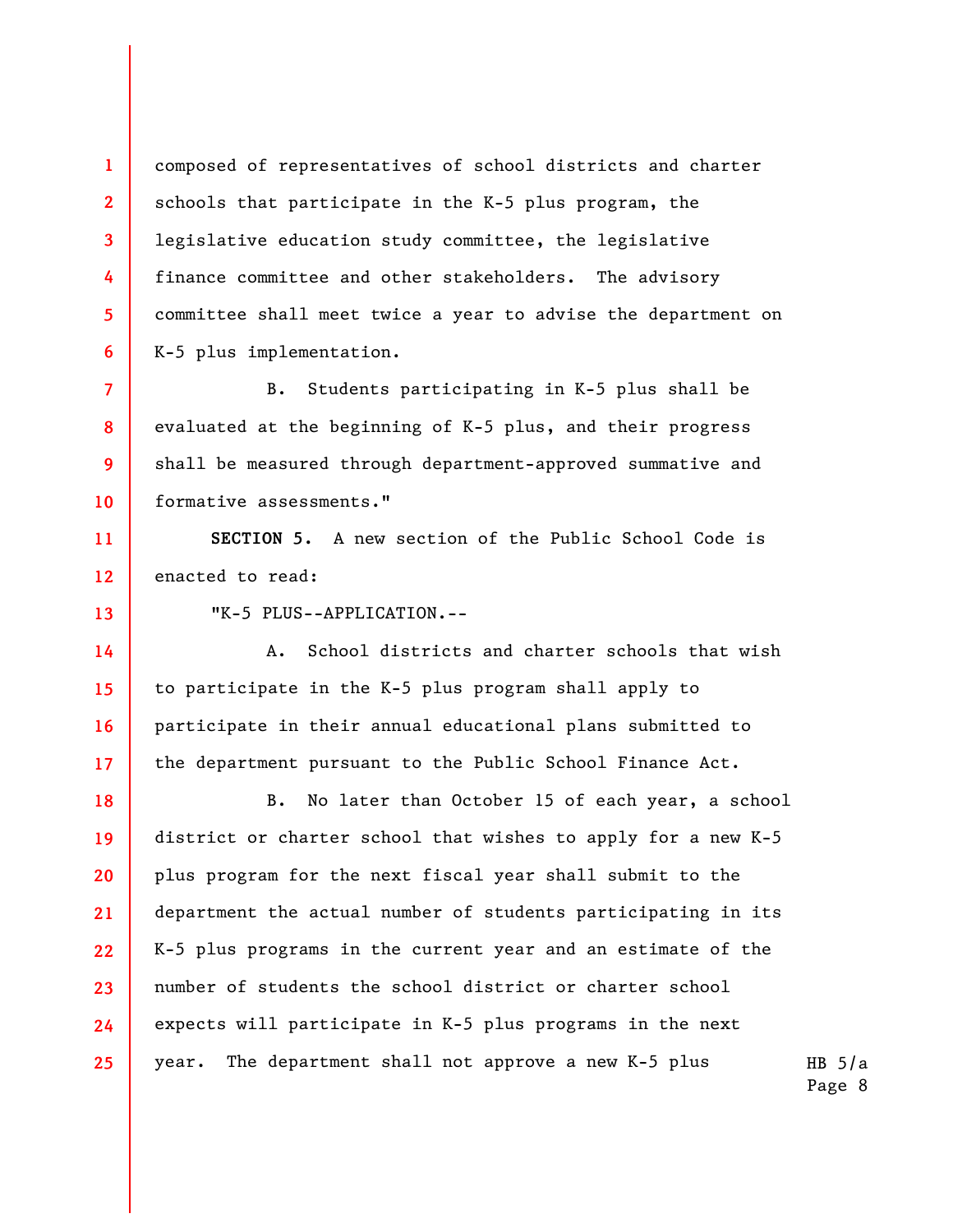composed of representatives of school districts and charter schools that participate in the K-5 plus program, the legislative education study committee, the legislative finance committee and other stakeholders. The advisory committee shall meet twice a year to advise the department on K-5 plus implementation.

B. Students participating in K-5 plus shall be evaluated at the beginning of K-5 plus, and their progress shall be measured through department-approved summative and formative assessments."

**SECTION 5.** A new section of the Public School Code is enacted to read:

"K-5 PLUS--APPLICATION.--

A. School districts and charter schools that wish to participate in the K-5 plus program shall apply to participate in their annual educational plans submitted to the department pursuant to the Public School Finance Act.

B. No later than October 15 of each year, a school district or charter school that wishes to apply for a new K-5 plus program for the next fiscal year shall submit to the department the actual number of students participating in its K-5 plus programs in the current year and an estimate of the number of students the school district or charter school expects will participate in K-5 plus programs in the next year. The department shall not approve a new K-5 plus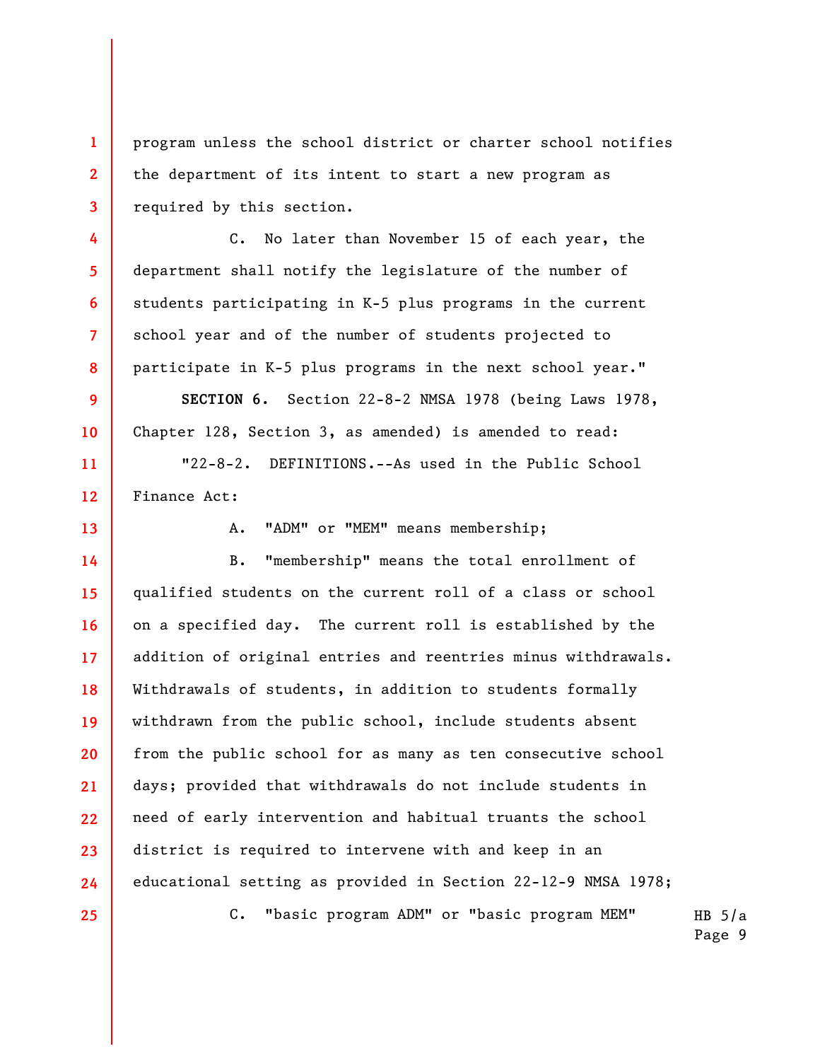program unless the school district or charter school notifies the department of its intent to start a new program as required by this section.

C. No later than November 15 of each year, the department shall notify the legislature of the number of students participating in K-5 plus programs in the current school year and of the number of students projected to participate in K-5 plus programs in the next school year."

**SECTION 6.** Section 22-8-2 NMSA 1978 (being Laws 1978, Chapter 128, Section 3, as amended) is amended to read:

"22-8-2. DEFINITIONS.--As used in the Public School Finance Act:

A. "ADM" or "MEM" means membership;

B. "membership" means the total enrollment of qualified students on the current roll of a class or school on a specified day. The current roll is established by the addition of original entries and reentries minus withdrawals. Withdrawals of students, in addition to students formally withdrawn from the public school, include students absent from the public school for as many as ten consecutive school days; provided that withdrawals do not include students in need of early intervention and habitual truants the school district is required to intervene with and keep in an educational setting as provided in Section 22-12-9 NMSA 1978;

C. "basic program ADM" or "basic program MEM"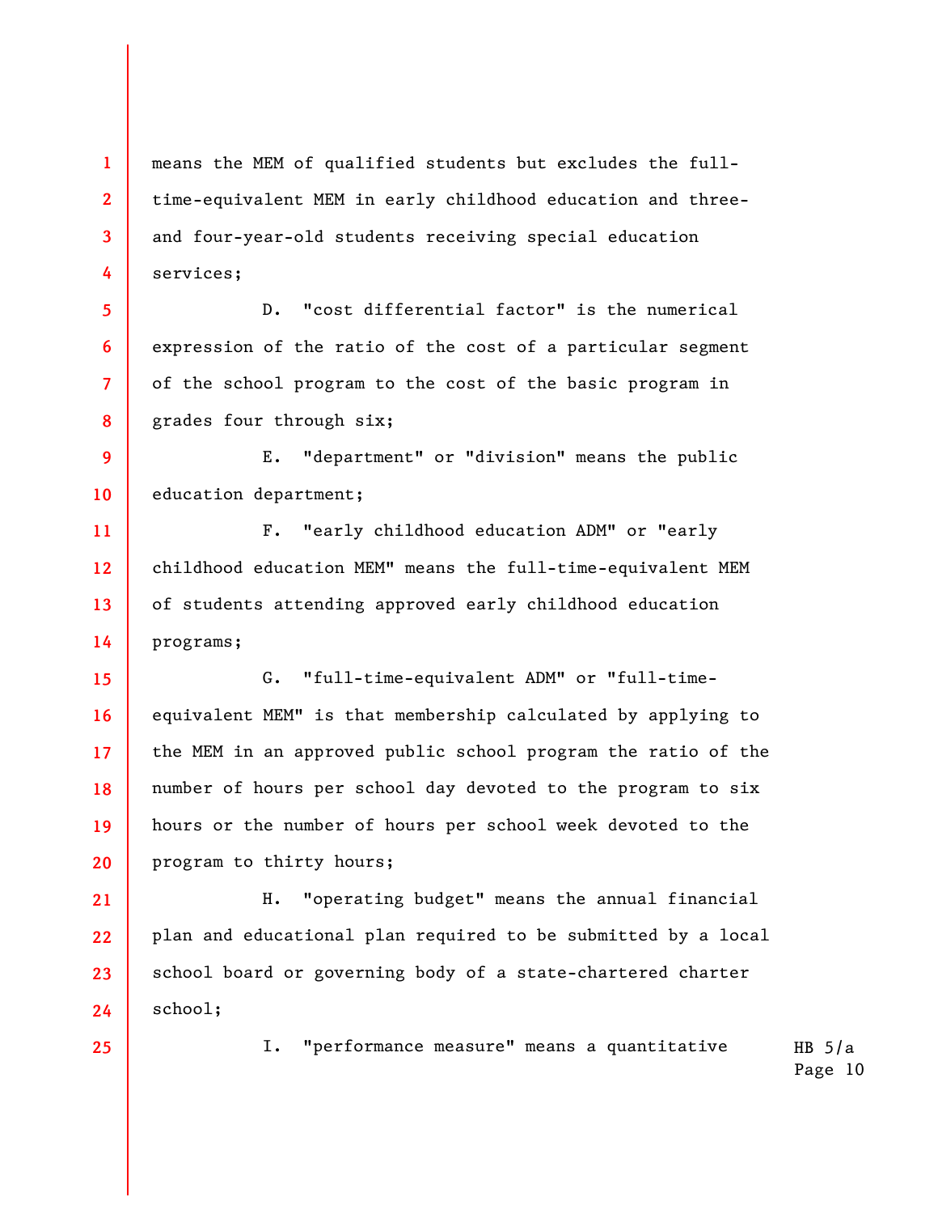means the MEM of qualified students but excludes the full-time-equivalent MEM in early childhood education and three- and four-year-old students receiving special education services;

D. "cost differential factor" is the numerical expression of the ratio of the cost of a particular segment of the school program to the cost of the basic program in grades four through six;

E. "department" or "division" means the public education department;

F. "early childhood education ADM" or "early childhood education MEM" means the full-time-equivalent MEM of students attending approved early childhood education programs;

G. "full-time-equivalent ADM" or "full-time-equivalent MEM" is that membership calculated by applying to the MEM in an approved public school program the ratio of the number of hours per school day devoted to the program to six hours or the number of hours per school week devoted to the program to thirty hours;

H. "operating budget" means the annual financial plan and educational plan required to be submitted by a local school board or governing body of a state-chartered charter school;

I. "performance measure" means a quantitative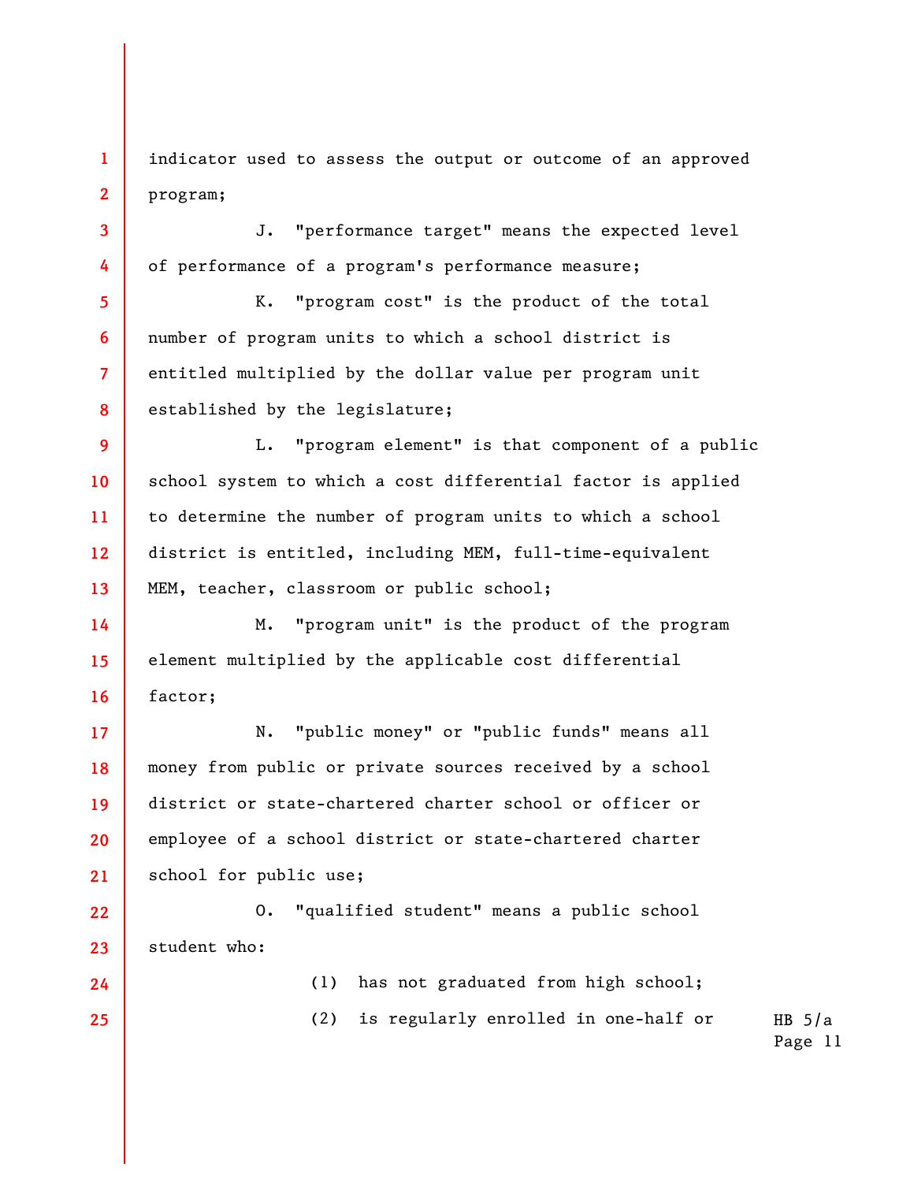indicator used to assess the output or outcome of an approved program;

J. "performance target" means the expected level of performance of a program's performance measure;

K. "program cost" is the product of the total number of program units to which a school district is entitled multiplied by the dollar value per program unit established by the legislature;

L. "program element" is that component of a public school system to which a cost differential factor is applied to determine the number of program units to which a school district is entitled, including MEM, full-time-equivalent MEM, teacher, classroom or public school;

M. "program unit" is the product of the program element multiplied by the applicable cost differential factor;

N. "public money" or "public funds" means all money from public or private sources received by a school district or state-chartered charter school or officer or employee of a school district or state-chartered charter school for public use;

O. "qualified student" means a public school student who:

(1) has not graduated from high school;

(2) is regularly enrolled in one-half or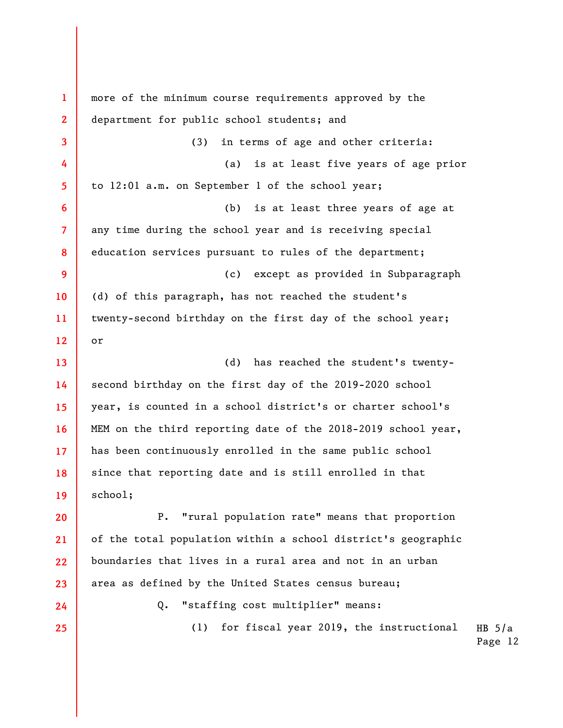more of the minimum course requirements approved by the department for public school students; and

(3) in terms of age and other criteria:

(a) is at least five years of age prior to 12:01 a.m. on September 1 of the school year;

(b) is at least three years of age at any time during the school year and is receiving special education services pursuant to rules of the department;

(c) except as provided in Subparagraph (d) of this paragraph, has not reached the student's twenty-second birthday on the first day of the school year; or

(d) has reached the student's twenty-second birthday on the first day of the 2019-2020 school year, is counted in a school district's or charter school's MEM on the third reporting date of the 2018-2019 school year, has been continuously enrolled in the same public school since that reporting date and is still enrolled in that school;

P. "rural population rate" means that proportion of the total population within a school district's geographic boundaries that lives in a rural area and not in an urban area as defined by the United States census bureau;

Q. "staffing cost multiplier" means:

(1) for fiscal year 2019, the instructional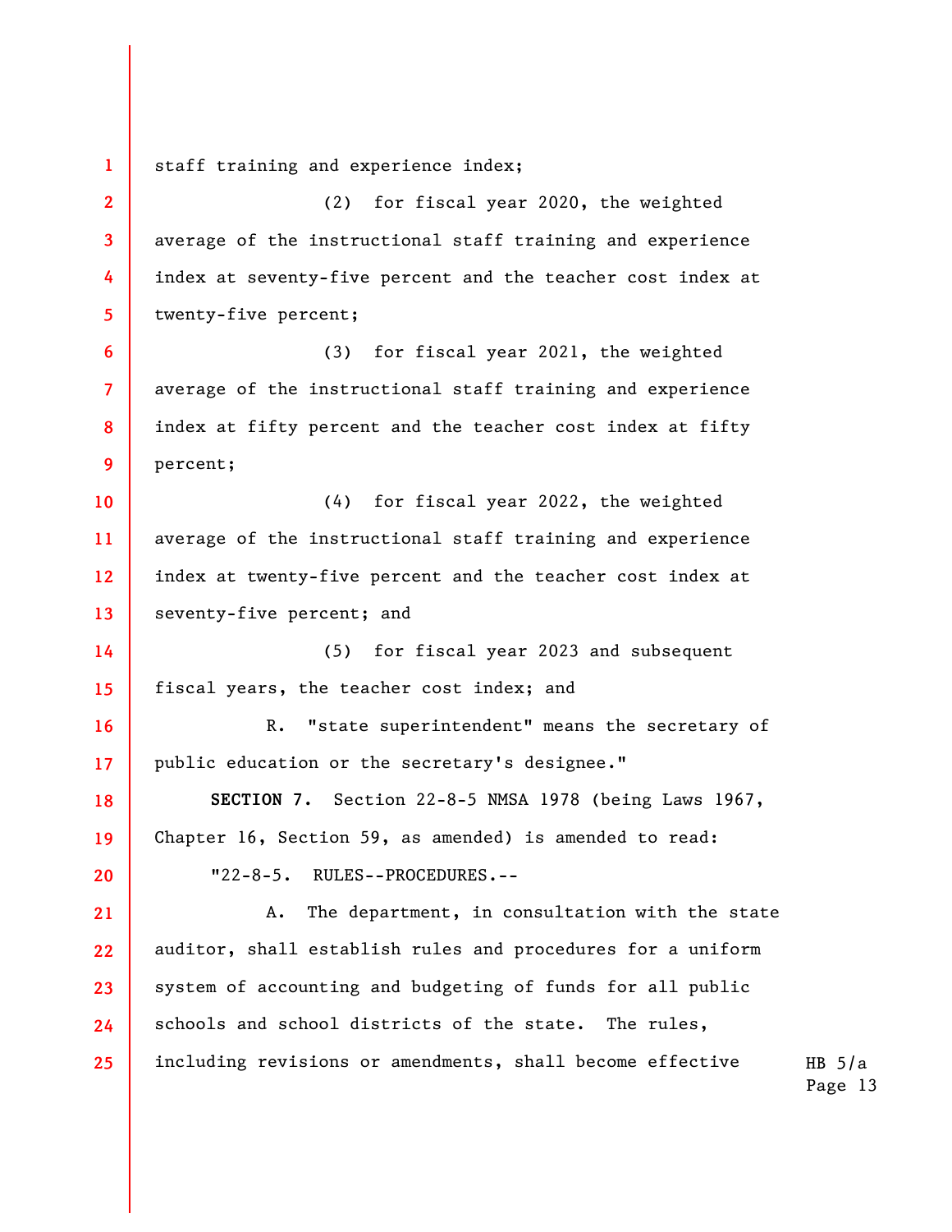staff training and experience index;

(2) for fiscal year 2020, the weighted average of the instructional staff training and experience index at seventy-five percent and the teacher cost index at twenty-five percent;

(3) for fiscal year 2021, the weighted average of the instructional staff training and experience index at fifty percent and the teacher cost index at fifty percent;

(4) for fiscal year 2022, the weighted average of the instructional staff training and experience index at twenty-five percent and the teacher cost index at seventy-five percent; and

(5) for fiscal year 2023 and subsequent fiscal years, the teacher cost index; and

R. "state superintendent" means the secretary of public education or the secretary's designee."

**SECTION 7.** Section 22-8-5 NMSA 1978 (being Laws 1967, Chapter 16, Section 59, as amended) is amended to read:

"22-8-5. RULES--PROCEDURES.--

A. The department, in consultation with the state auditor, shall establish rules and procedures for a uniform system of accounting and budgeting of funds for all public schools and school districts of the state. The rules, including revisions or amendments, shall become effective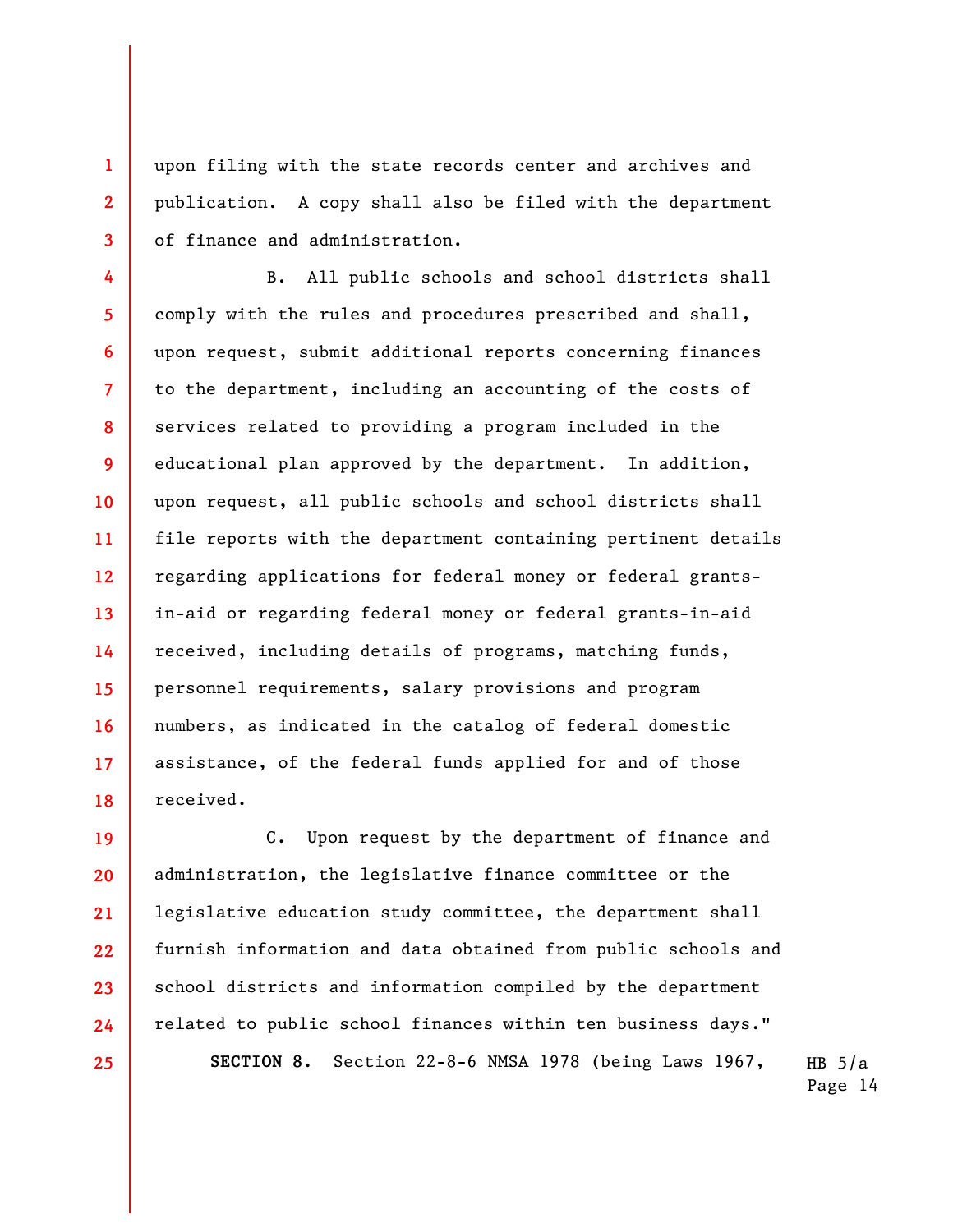upon filing with the state records center and archives and publication. A copy shall also be filed with the department of finance and administration.

B. All public schools and school districts shall comply with the rules and procedures prescribed and shall, upon request, submit additional reports concerning finances to the department, including an accounting of the costs of services related to providing a program included in the educational plan approved by the department. In addition, upon request, all public schools and school districts shall file reports with the department containing pertinent details regarding applications for federal money or federal grants-in-aid or regarding federal money or federal grants-in-aid received, including details of programs, matching funds, personnel requirements, salary provisions and program numbers, as indicated in the catalog of federal domestic assistance, of the federal funds applied for and of those received.

C. Upon request by the department of finance and administration, the legislative finance committee or the legislative education study committee, the department shall furnish information and data obtained from public schools and school districts and information compiled by the department related to public school finances within ten business days."

**SECTION 8.** Section 22-8-6 NMSA 1978 (being Laws 1967,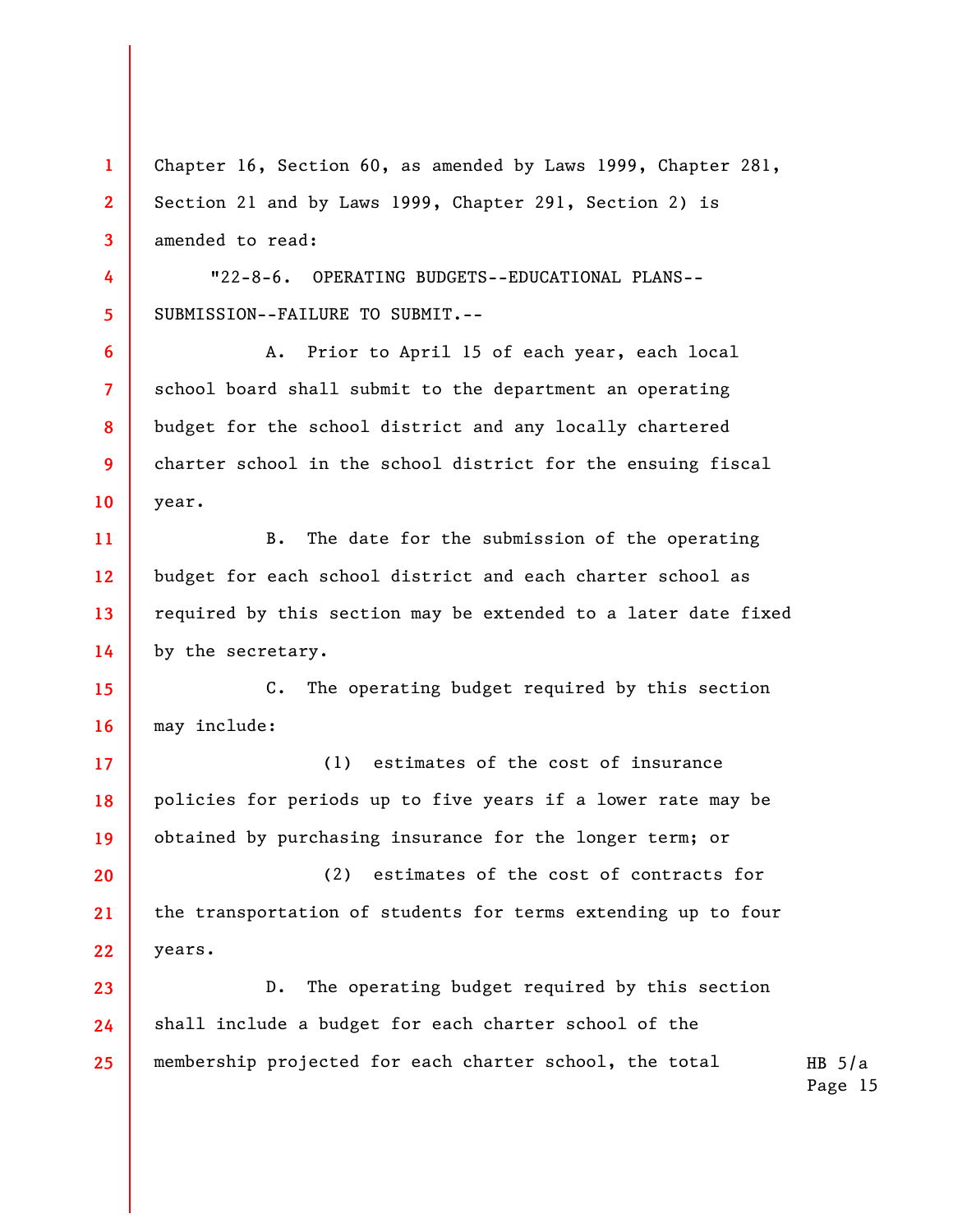Chapter 16, Section 60, as amended by Laws 1999, Chapter 281, Section 21 and by Laws 1999, Chapter 291, Section 2) is amended to read:

"22-8-6. OPERATING BUDGETS--EDUCATIONAL PLANS--SUBMISSION--FAILURE TO SUBMIT.--

A. Prior to April 15 of each year, each local school board shall submit to the department an operating budget for the school district and any locally chartered charter school in the school district for the ensuing fiscal year.

B. The date for the submission of the operating budget for each school district and each charter school as required by this section may be extended to a later date fixed by the secretary.

C. The operating budget required by this section may include:

(1) estimates of the cost of insurance policies for periods up to five years if a lower rate may be obtained by purchasing insurance for the longer term; or

(2) estimates of the cost of contracts for the transportation of students for terms extending up to four years.

D. The operating budget required by this section shall include a budget for each charter school of the membership projected for each charter school, the total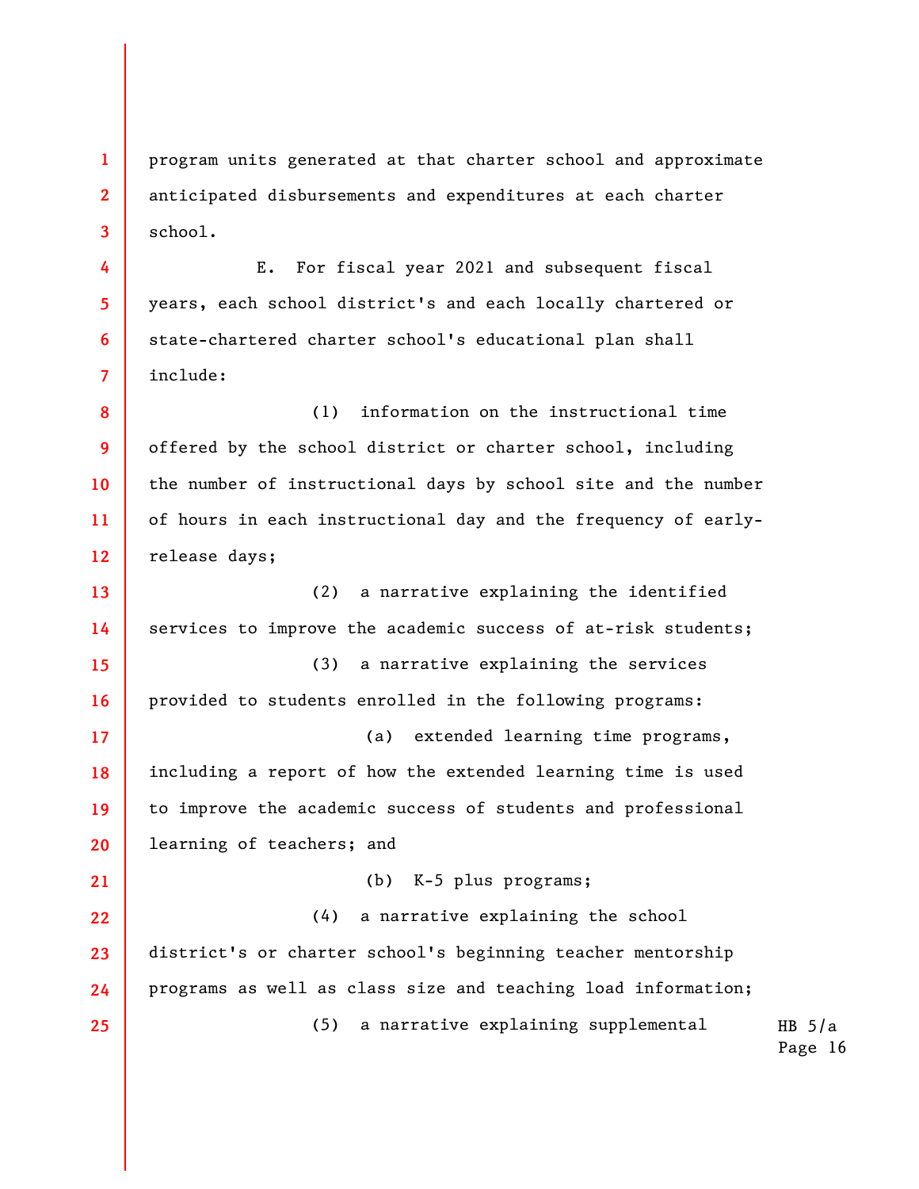program units generated at that charter school and approximate anticipated disbursements and expenditures at each charter school.

E. For fiscal year 2021 and subsequent fiscal years, each school district's and each locally chartered or state-chartered charter school's educational plan shall include:

(1) information on the instructional time offered by the school district or charter school, including the number of instructional days by school site and the number of hours in each instructional day and the frequency of early-release days;

(2) a narrative explaining the identified services to improve the academic success of at-risk students;

(3) a narrative explaining the services provided to students enrolled in the following programs:

(a) extended learning time programs, including a report of how the extended learning time is used to improve the academic success of students and professional learning of teachers; and

(b) K-5 plus programs;

(4) a narrative explaining the school district's or charter school's beginning teacher mentorship programs as well as class size and teaching load information;

(5) a narrative explaining supplemental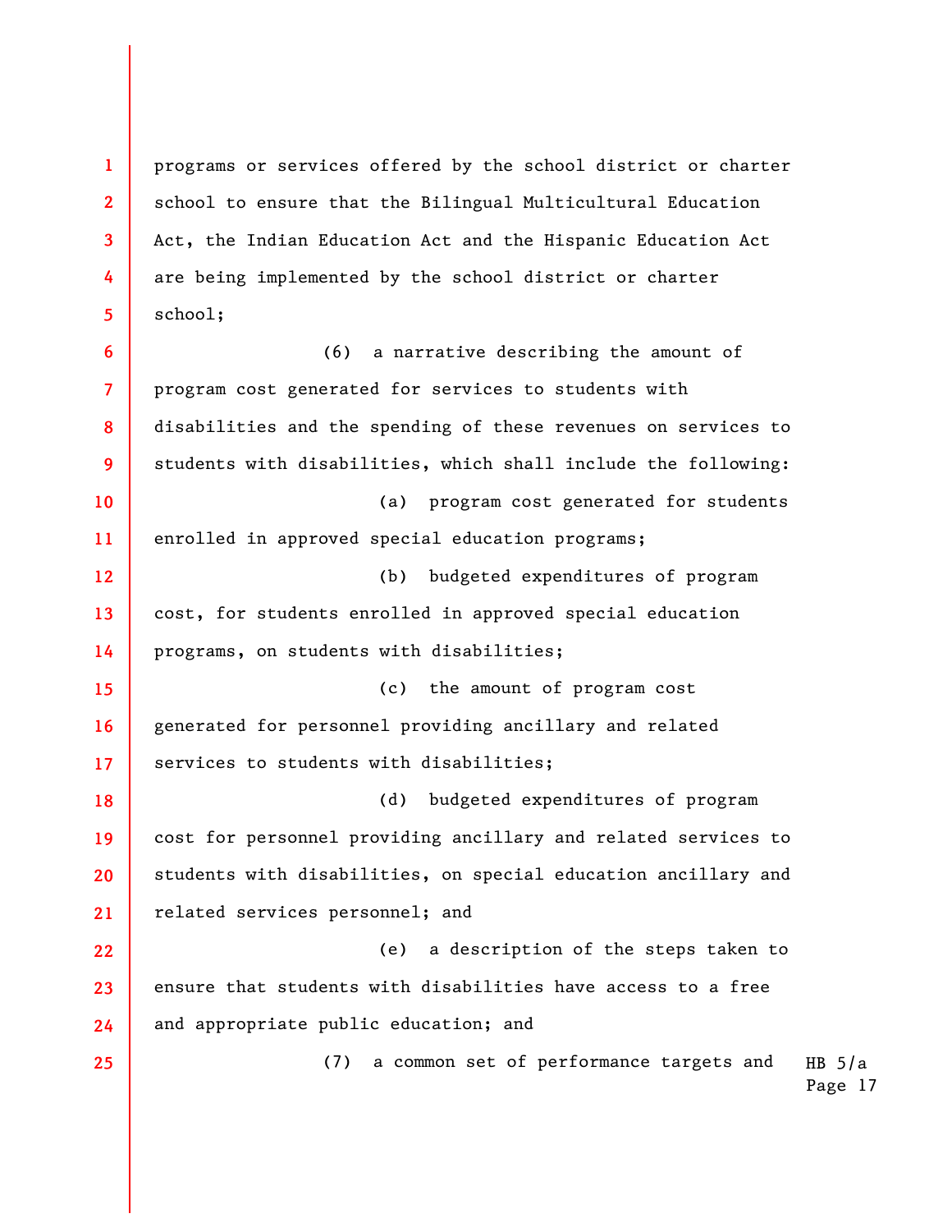programs or services offered by the school district or charter school to ensure that the Bilingual Multicultural Education Act, the Indian Education Act and the Hispanic Education Act are being implemented by the school district or charter school;

(6) a narrative describing the amount of program cost generated for services to students with disabilities and the spending of these revenues on services to students with disabilities, which shall include the following:

(a) program cost generated for students enrolled in approved special education programs;

(b) budgeted expenditures of program cost, for students enrolled in approved special education programs, on students with disabilities;

(c) the amount of program cost generated for personnel providing ancillary and related services to students with disabilities;

(d) budgeted expenditures of program cost for personnel providing ancillary and related services to students with disabilities, on special education ancillary and related services personnel; and

(e) a description of the steps taken to ensure that students with disabilities have access to a free and appropriate public education; and

(7) a common set of performance targets and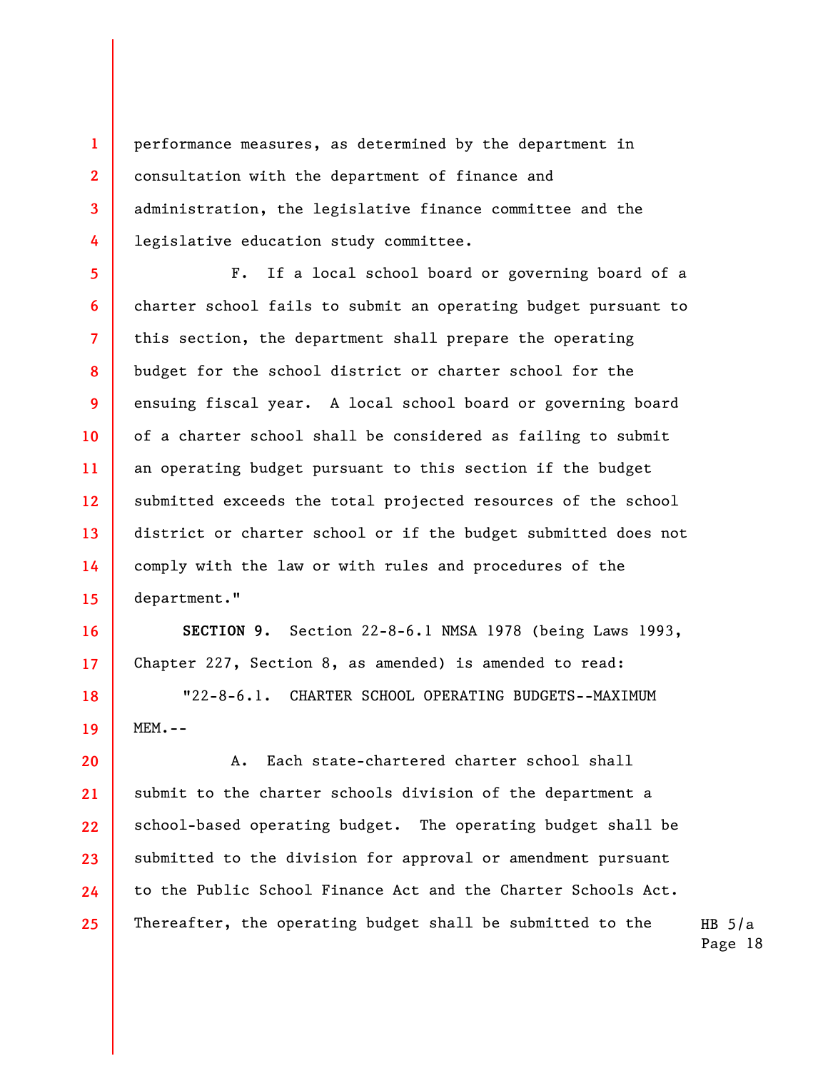performance measures, as determined by the department in consultation with the department of finance and administration, the legislative finance committee and the legislative education study committee.

F. If a local school board or governing board of a charter school fails to submit an operating budget pursuant to this section, the department shall prepare the operating budget for the school district or charter school for the ensuing fiscal year. A local school board or governing board of a charter school shall be considered as failing to submit an operating budget pursuant to this section if the budget submitted exceeds the total projected resources of the school district or charter school or if the budget submitted does not comply with the law or with rules and procedures of the department."

**SECTION 9.** Section 22-8-6.1 NMSA 1978 (being Laws 1993, Chapter 227, Section 8, as amended) is amended to read:

"22-8-6.1. CHARTER SCHOOL OPERATING BUDGETS--MAXIMUM MEM.--

A. Each state-chartered charter school shall submit to the charter schools division of the department a school-based operating budget. The operating budget shall be submitted to the division for approval or amendment pursuant to the Public School Finance Act and the Charter Schools Act. Thereafter, the operating budget shall be submitted to the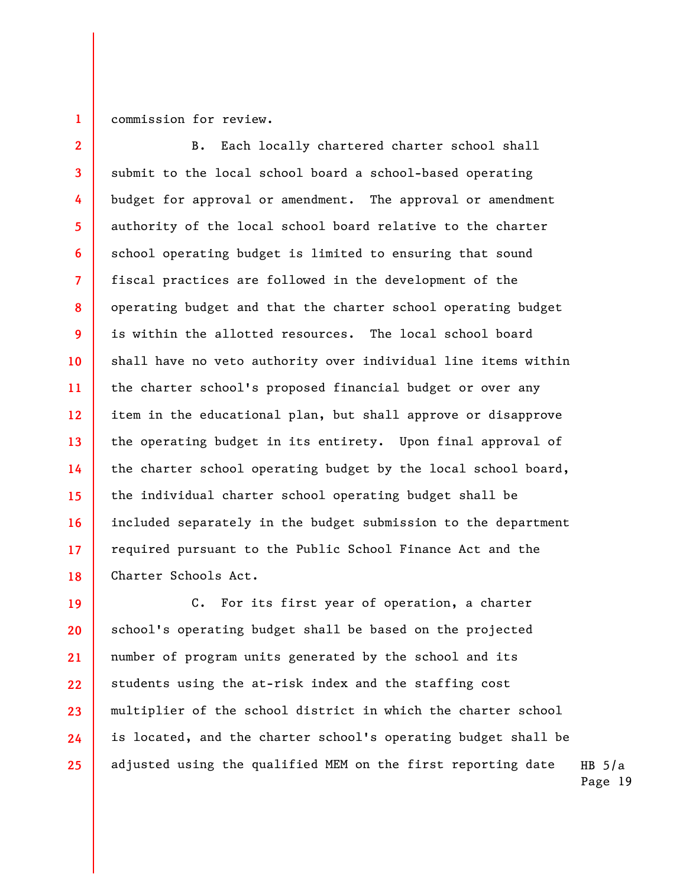commission for review.

B. Each locally chartered charter school shall submit to the local school board a school-based operating budget for approval or amendment. The approval or amendment authority of the local school board relative to the charter school operating budget is limited to ensuring that sound fiscal practices are followed in the development of the operating budget and that the charter school operating budget is within the allotted resources. The local school board shall have no veto authority over individual line items within the charter school's proposed financial budget or over any item in the educational plan, but shall approve or disapprove the operating budget in its entirety. Upon final approval of the charter school operating budget by the local school board, the individual charter school operating budget shall be included separately in the budget submission to the department required pursuant to the Public School Finance Act and the Charter Schools Act.

C. For its first year of operation, a charter school's operating budget shall be based on the projected number of program units generated by the school and its students using the at-risk index and the staffing cost multiplier of the school district in which the charter school is located, and the charter school's operating budget shall be adjusted using the qualified MEM on the first reporting date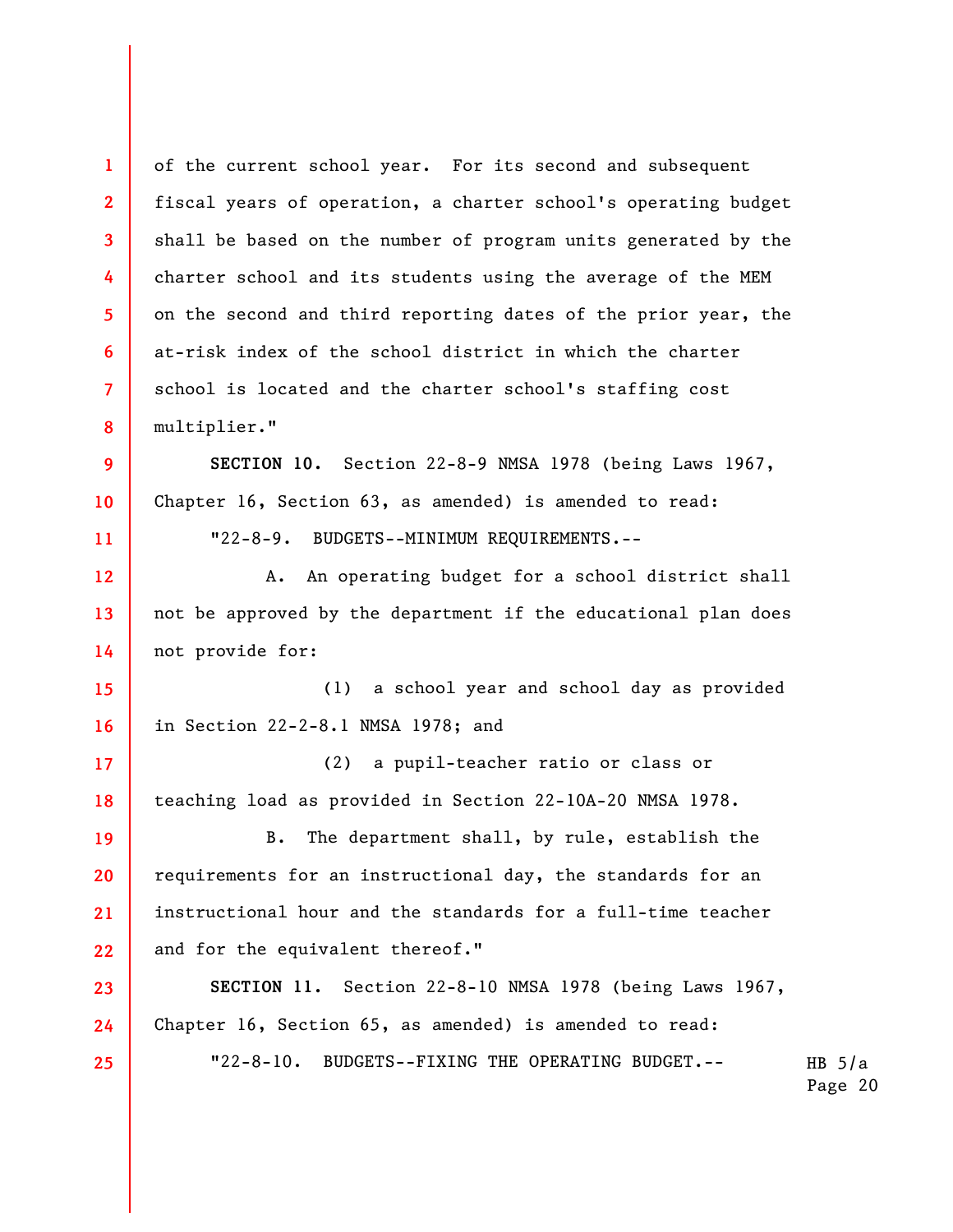of the current school year. For its second and subsequent fiscal years of operation, a charter school's operating budget shall be based on the number of program units generated by the charter school and its students using the average of the MEM on the second and third reporting dates of the prior year, the at-risk index of the school district in which the charter school is located and the charter school's staffing cost multiplier."

**SECTION 10.** Section 22-8-9 NMSA 1978 (being Laws 1967, Chapter 16, Section 63, as amended) is amended to read:

"22-8-9. BUDGETS--MINIMUM REQUIREMENTS.--

A. An operating budget for a school district shall not be approved by the department if the educational plan does not provide for:

(1) a school year and school day as provided in Section 22-2-8.1 NMSA 1978; and

(2) a pupil-teacher ratio or class or teaching load as provided in Section 22-10A-20 NMSA 1978.

B. The department shall, by rule, establish the requirements for an instructional day, the standards for an instructional hour and the standards for a full-time teacher and for the equivalent thereof."

**SECTION 11.** Section 22-8-10 NMSA 1978 (being Laws 1967, Chapter 16, Section 65, as amended) is amended to read:

"22-8-10. BUDGETS--FIXING THE OPERATING BUDGET.--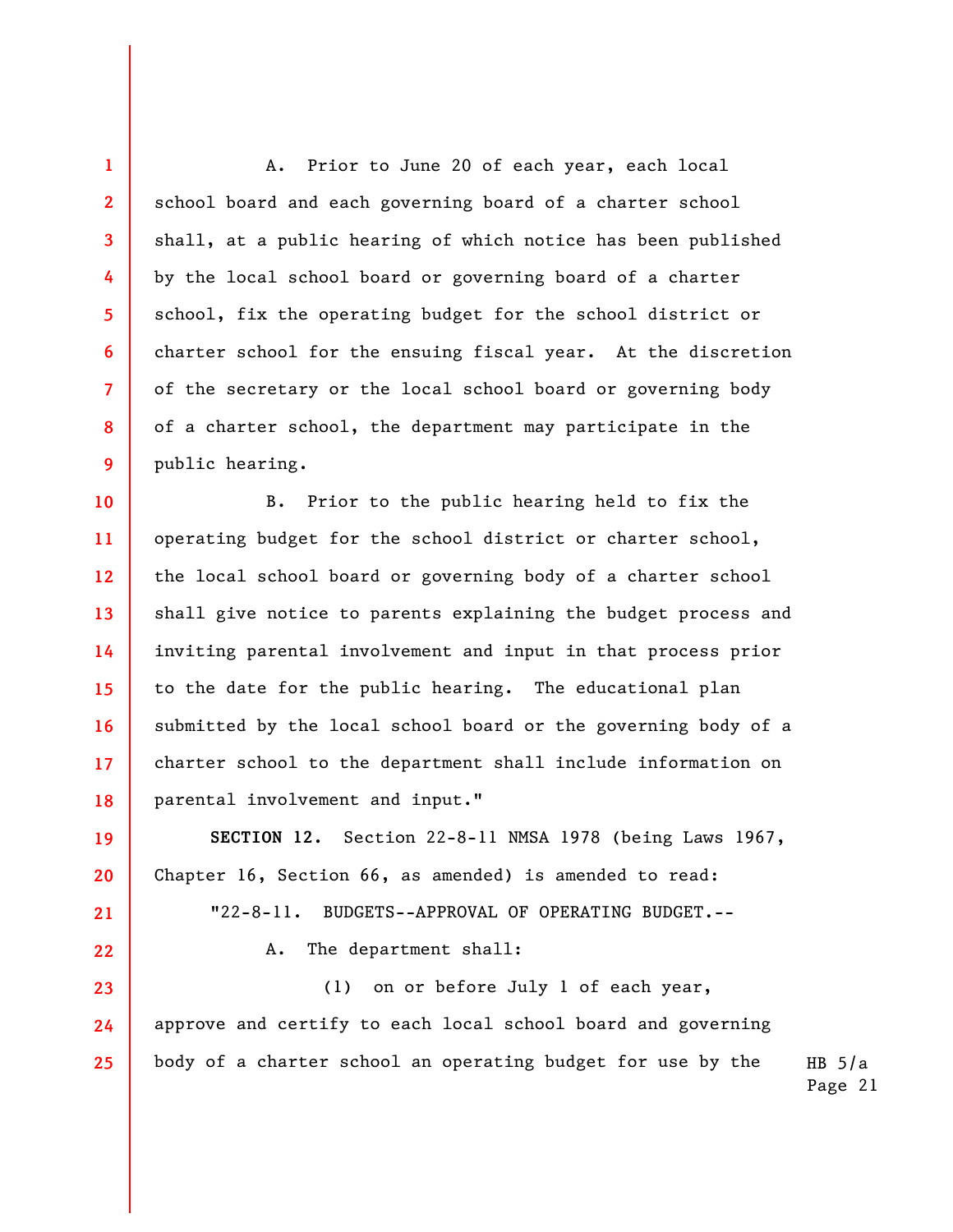A. Prior to June 20 of each year, each local school board and each governing board of a charter school shall, at a public hearing of which notice has been published by the local school board or governing board of a charter school, fix the operating budget for the school district or charter school for the ensuing fiscal year. At the discretion of the secretary or the local school board or governing body of a charter school, the department may participate in the public hearing.

B. Prior to the public hearing held to fix the operating budget for the school district or charter school, the local school board or governing body of a charter school shall give notice to parents explaining the budget process and inviting parental involvement and input in that process prior to the date for the public hearing. The educational plan submitted by the local school board or the governing body of a charter school to the department shall include information on parental involvement and input."

**SECTION 12.** Section 22-8-11 NMSA 1978 (being Laws 1967, Chapter 16, Section 66, as amended) is amended to read:

"22-8-11. BUDGETS--APPROVAL OF OPERATING BUDGET.--

A. The department shall:

(1) on or before July 1 of each year, approve and certify to each local school board and governing body of a charter school an operating budget for use by the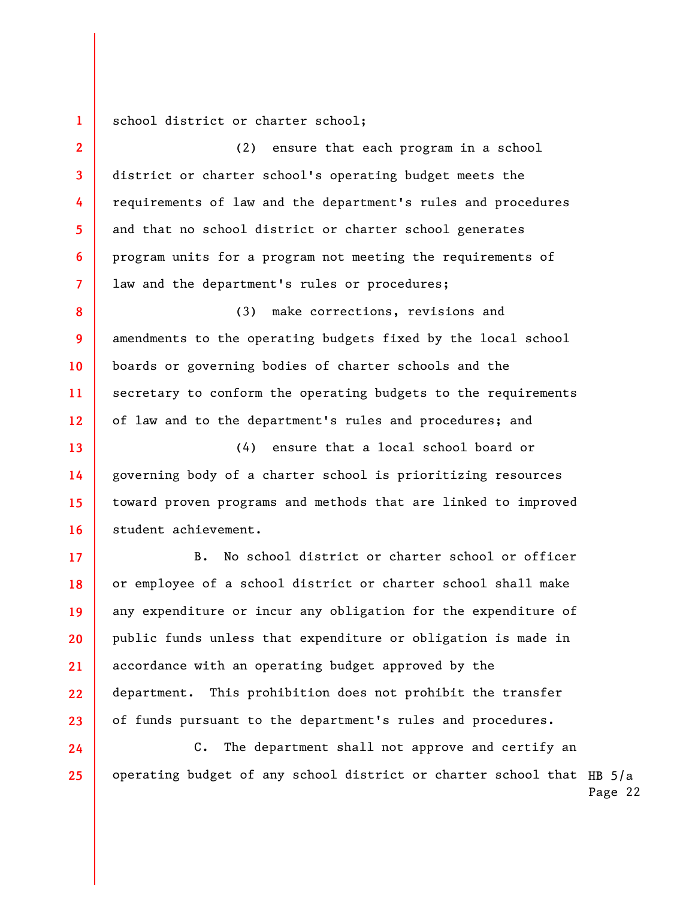school district or charter school;

(2) ensure that each program in a school district or charter school's operating budget meets the requirements of law and the department's rules and procedures and that no school district or charter school generates program units for a program not meeting the requirements of law and the department's rules or procedures;

(3) make corrections, revisions and amendments to the operating budgets fixed by the local school boards or governing bodies of charter schools and the secretary to conform the operating budgets to the requirements of law and to the department's rules and procedures; and

(4) ensure that a local school board or governing body of a charter school is prioritizing resources toward proven programs and methods that are linked to improved student achievement.

B. No school district or charter school or officer or employee of a school district or charter school shall make any expenditure or incur any obligation for the expenditure of public funds unless that expenditure or obligation is made in accordance with an operating budget approved by the department. This prohibition does not prohibit the transfer of funds pursuant to the department's rules and procedures.

C. The department shall not approve and certify an operating budget of any school district or charter school that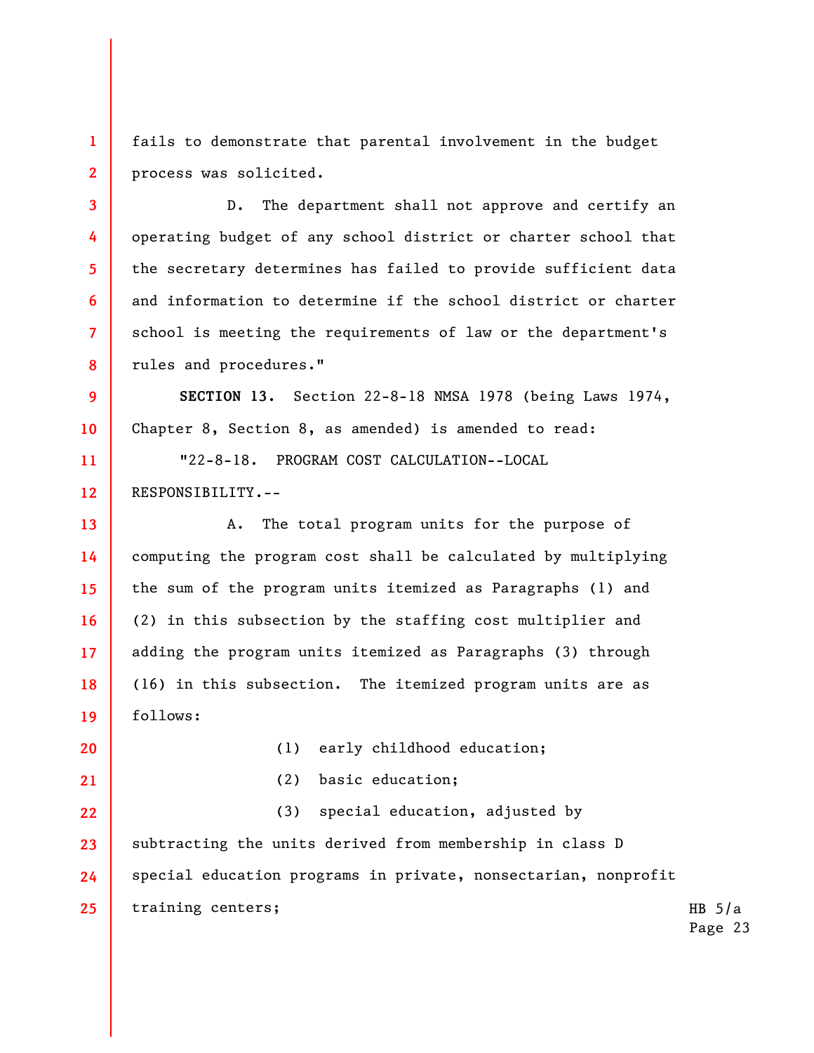fails to demonstrate that parental involvement in the budget process was solicited.

D. The department shall not approve and certify an operating budget of any school district or charter school that the secretary determines has failed to provide sufficient data and information to determine if the school district or charter school is meeting the requirements of law or the department's rules and procedures."

**SECTION 13.** Section 22-8-18 NMSA 1978 (being Laws 1974, Chapter 8, Section 8, as amended) is amended to read:

"22-8-18. PROGRAM COST CALCULATION--LOCAL RESPONSIBILITY.--

A. The total program units for the purpose of computing the program cost shall be calculated by multiplying the sum of the program units itemized as Paragraphs (1) and (2) in this subsection by the staffing cost multiplier and adding the program units itemized as Paragraphs (3) through (16) in this subsection. The itemized program units are as follows:

(1) early childhood education;

(2) basic education;

(3) special education, adjusted by subtracting the units derived from membership in class D special education programs in private, nonsectarian, nonprofit training centers;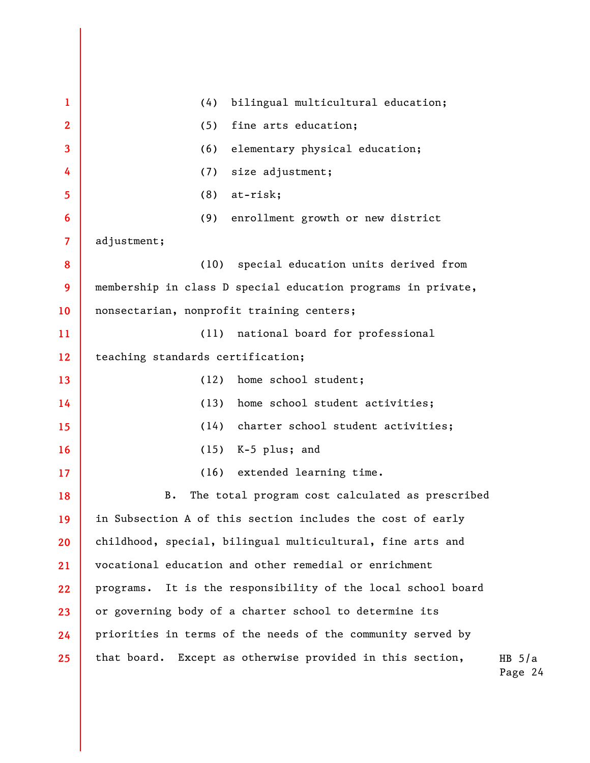(4) bilingual multicultural education;

(5) fine arts education;

(6) elementary physical education;

(7) size adjustment;

(8) at-risk;

(9) enrollment growth or new district adjustment;

(10) special education units derived from membership in class D special education programs in private, nonsectarian, nonprofit training centers;

(11) national board for professional teaching standards certification;

(12) home school student;

(13) home school student activities;

(14) charter school student activities;

(15) K-5 plus; and

(16) extended learning time.

B. The total program cost calculated as prescribed in Subsection A of this section includes the cost of early childhood, special, bilingual multicultural, fine arts and vocational education and other remedial or enrichment programs. It is the responsibility of the local school board or governing body of a charter school to determine its priorities in terms of the needs of the community served by that board. Except as otherwise provided in this section,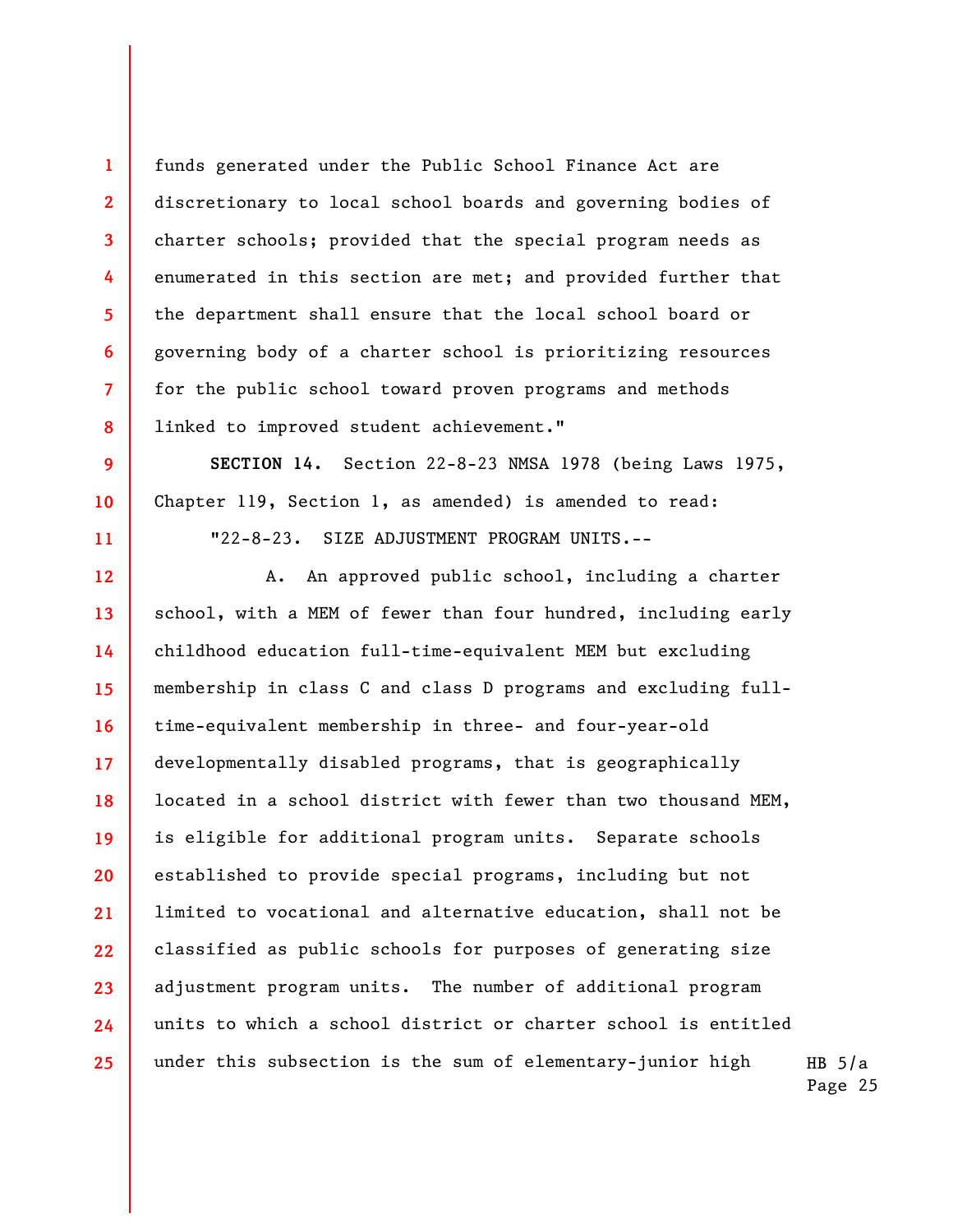funds generated under the Public School Finance Act are discretionary to local school boards and governing bodies of charter schools; provided that the special program needs as enumerated in this section are met; and provided further that the department shall ensure that the local school board or governing body of a charter school is prioritizing resources for the public school toward proven programs and methods linked to improved student achievement."

**SECTION 14.** Section 22-8-23 NMSA 1978 (being Laws 1975, Chapter 119, Section 1, as amended) is amended to read:

"22-8-23. SIZE ADJUSTMENT PROGRAM UNITS.--

A. An approved public school, including a charter school, with a MEM of fewer than four hundred, including early childhood education full-time-equivalent MEM but excluding membership in class C and class D programs and excluding full-time-equivalent membership in three- and four-year-old developmentally disabled programs, that is geographically located in a school district with fewer than two thousand MEM, is eligible for additional program units. Separate schools established to provide special programs, including but not limited to vocational and alternative education, shall not be classified as public schools for purposes of generating size adjustment program units. The number of additional program units to which a school district or charter school is entitled under this subsection is the sum of elementary-junior high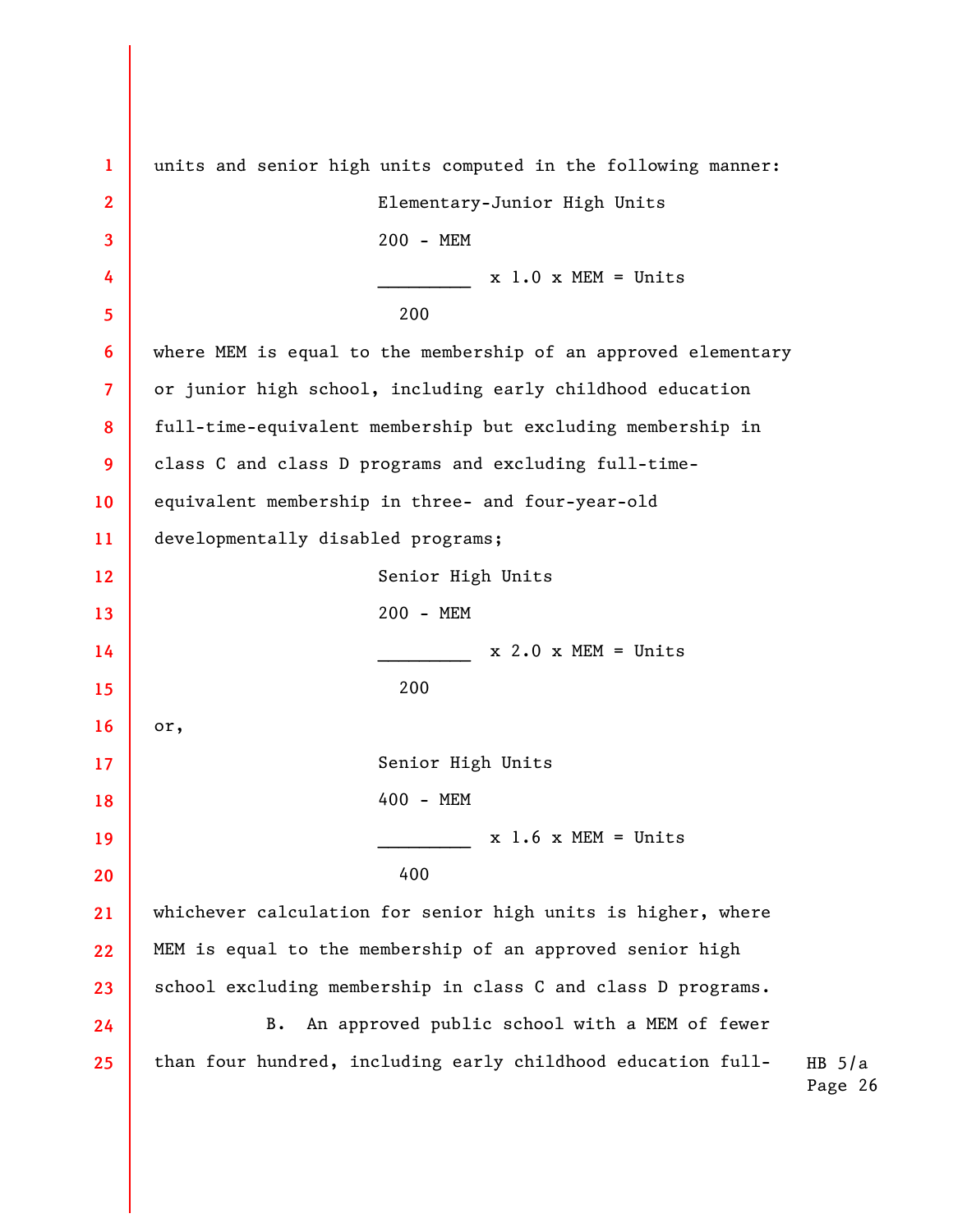units and senior high units computed in the following manner:

Elementary-Junior High Units

$$\frac{200 - MEM}{200} \times 1.0 \times MEM = Units$$

where MEM is equal to the membership of an approved elementary or junior high school, including early childhood education full-time-equivalent membership but excluding membership in class C and class D programs and excluding full-time-equivalent membership in three- and four-year-old developmentally disabled programs;

Senior High Units

$$\frac{200 - MEM}{200} \times 2.0 \times MEM = Units$$

or,

Senior High Units

$$\frac{400 - MEM}{400} \times 1.6 \times MEM = Units$$

whichever calculation for senior high units is higher, where MEM is equal to the membership of an approved senior high school excluding membership in class C and class D programs.

B. An approved public school with a MEM of fewer than four hundred, including early childhood education full-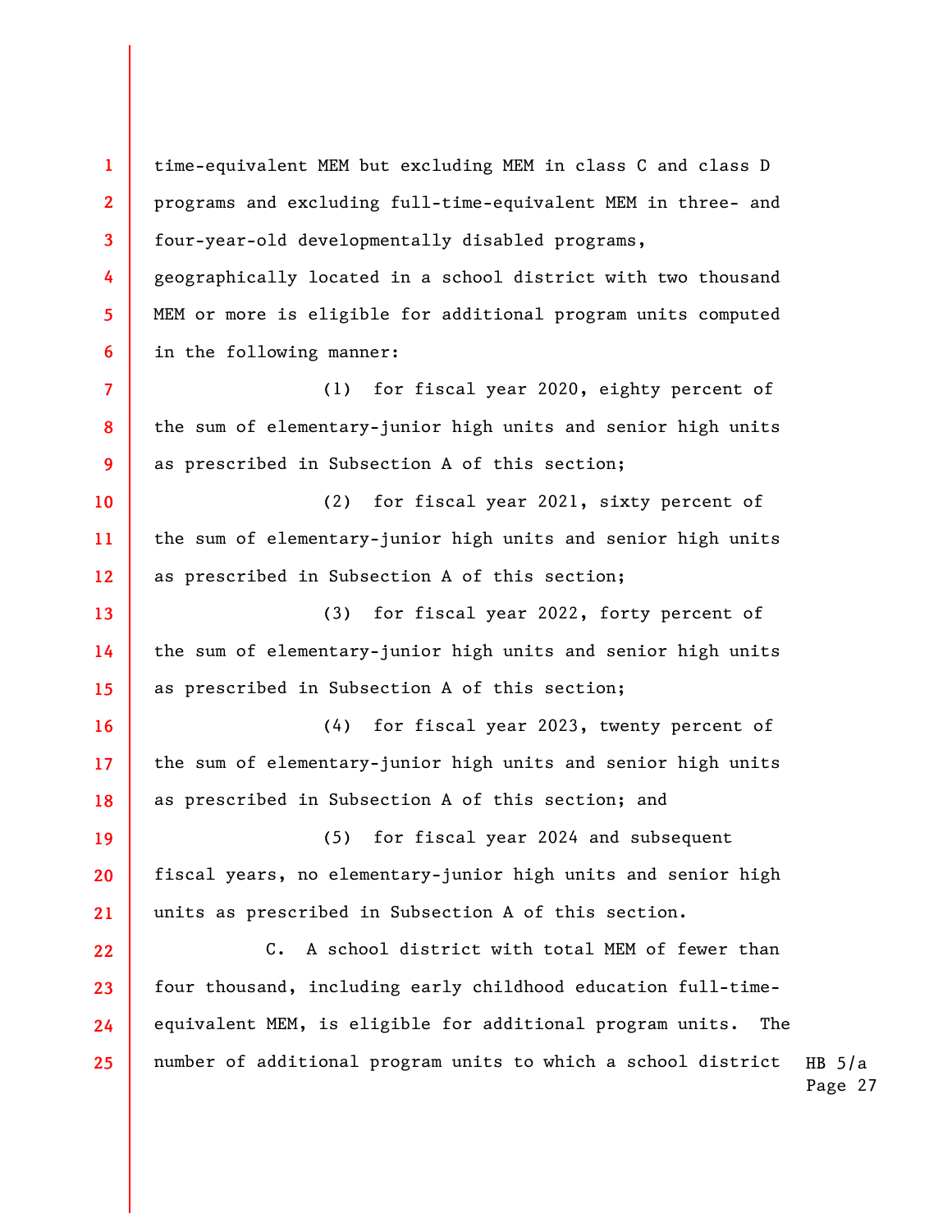time-equivalent MEM but excluding MEM in class C and class D programs and excluding full-time-equivalent MEM in three- and four-year-old developmentally disabled programs, geographically located in a school district with two thousand MEM or more is eligible for additional program units computed in the following manner:

(1) for fiscal year 2020, eighty percent of the sum of elementary-junior high units and senior high units as prescribed in Subsection A of this section;

(2) for fiscal year 2021, sixty percent of the sum of elementary-junior high units and senior high units as prescribed in Subsection A of this section;

(3) for fiscal year 2022, forty percent of the sum of elementary-junior high units and senior high units as prescribed in Subsection A of this section;

(4) for fiscal year 2023, twenty percent of the sum of elementary-junior high units and senior high units as prescribed in Subsection A of this section; and

(5) for fiscal year 2024 and subsequent fiscal years, no elementary-junior high units and senior high units as prescribed in Subsection A of this section.

C. A school district with total MEM of fewer than four thousand, including early childhood education full-time-equivalent MEM, is eligible for additional program units. The number of additional program units to which a school district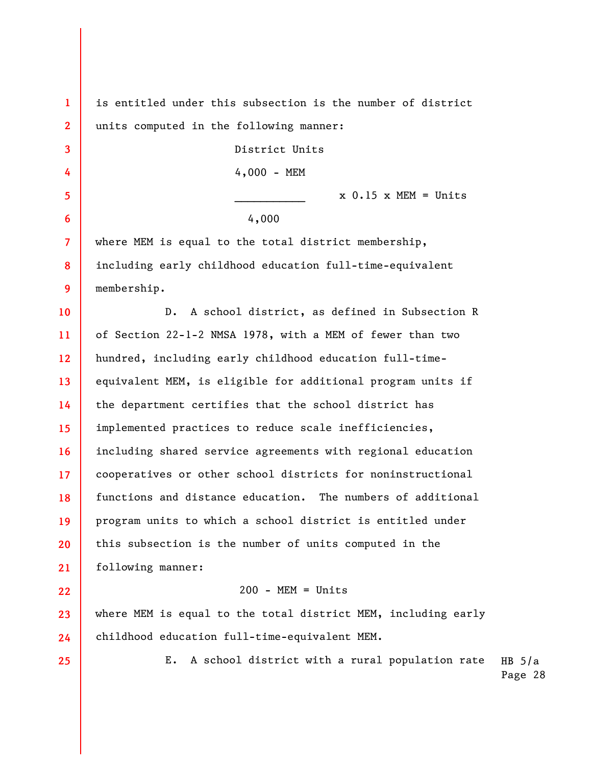is entitled under this subsection is the number of district units computed in the following manner:

District Units

$$\frac{4,000 - MEM}{4,000} \times 0.15 \times MEM = Units$$

where MEM is equal to the total district membership, including early childhood education full-time-equivalent membership.

D. A school district, as defined in Subsection R of Section 22-1-2 NMSA 1978, with a MEM of fewer than two hundred, including early childhood education full-time-equivalent MEM, is eligible for additional program units if the department certifies that the school district has implemented practices to reduce scale inefficiencies, including shared service agreements with regional education cooperatives or other school districts for noninstructional functions and distance education. The numbers of additional program units to which a school district is entitled under this subsection is the number of units computed in the following manner:

$$200 - MEM = Units$$

where MEM is equal to the total district MEM, including early childhood education full-time-equivalent MEM.

E. A school district with a rural population rate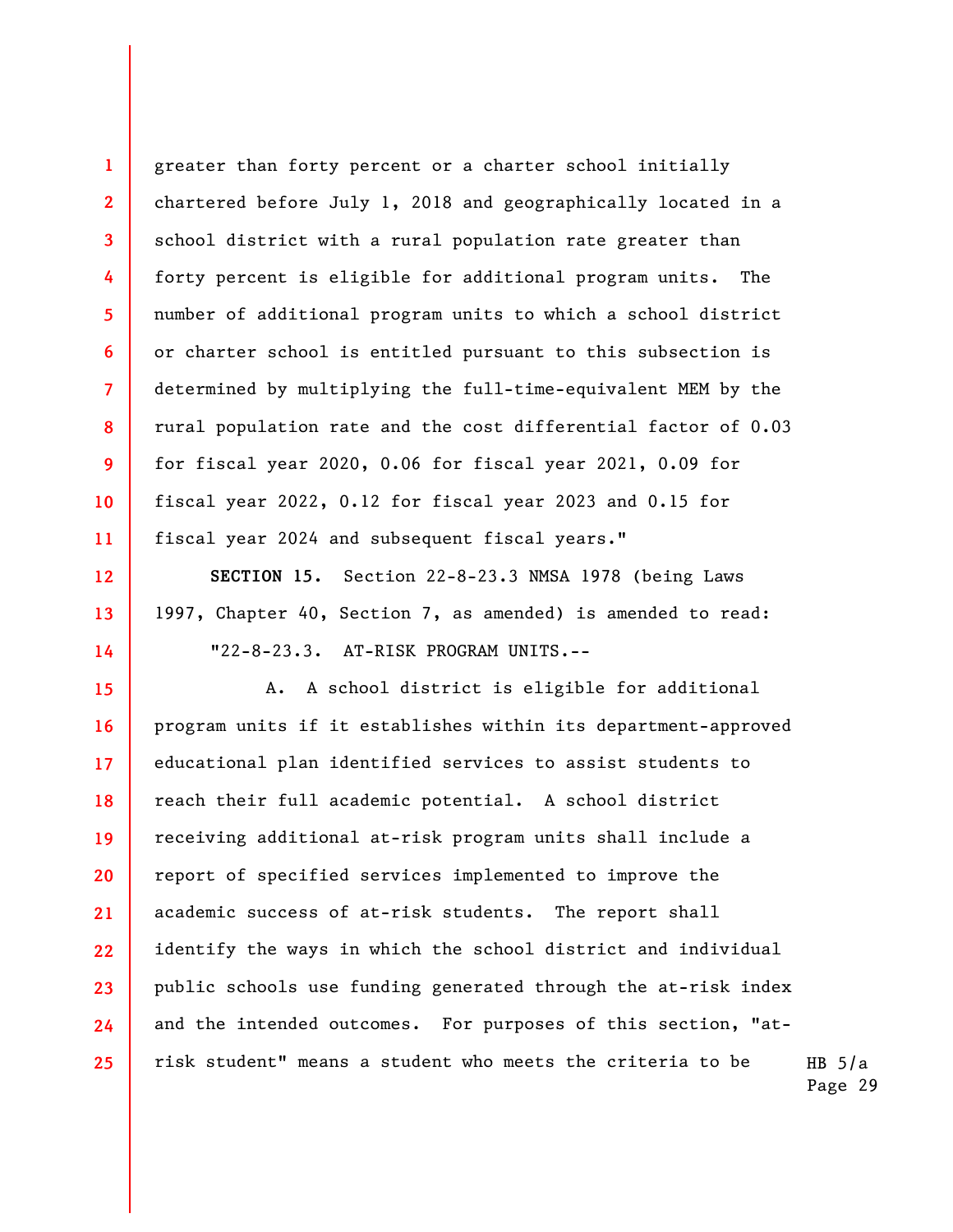greater than forty percent or a charter school initially chartered before July 1, 2018 and geographically located in a school district with a rural population rate greater than forty percent is eligible for additional program units. The number of additional program units to which a school district or charter school is entitled pursuant to this subsection is determined by multiplying the full-time-equivalent MEM by the rural population rate and the cost differential factor of 0.03 for fiscal year 2020, 0.06 for fiscal year 2021, 0.09 for fiscal year 2022, 0.12 for fiscal year 2023 and 0.15 for fiscal year 2024 and subsequent fiscal years."

**SECTION 15.** Section 22-8-23.3 NMSA 1978 (being Laws 1997, Chapter 40, Section 7, as amended) is amended to read:

"22-8-23.3. AT-RISK PROGRAM UNITS.--

A. A school district is eligible for additional program units if it establishes within its department-approved educational plan identified services to assist students to reach their full academic potential. A school district receiving additional at-risk program units shall include a report of specified services implemented to improve the academic success of at-risk students. The report shall identify the ways in which the school district and individual public schools use funding generated through the at-risk index and the intended outcomes. For purposes of this section, "at-risk student" means a student who meets the criteria to be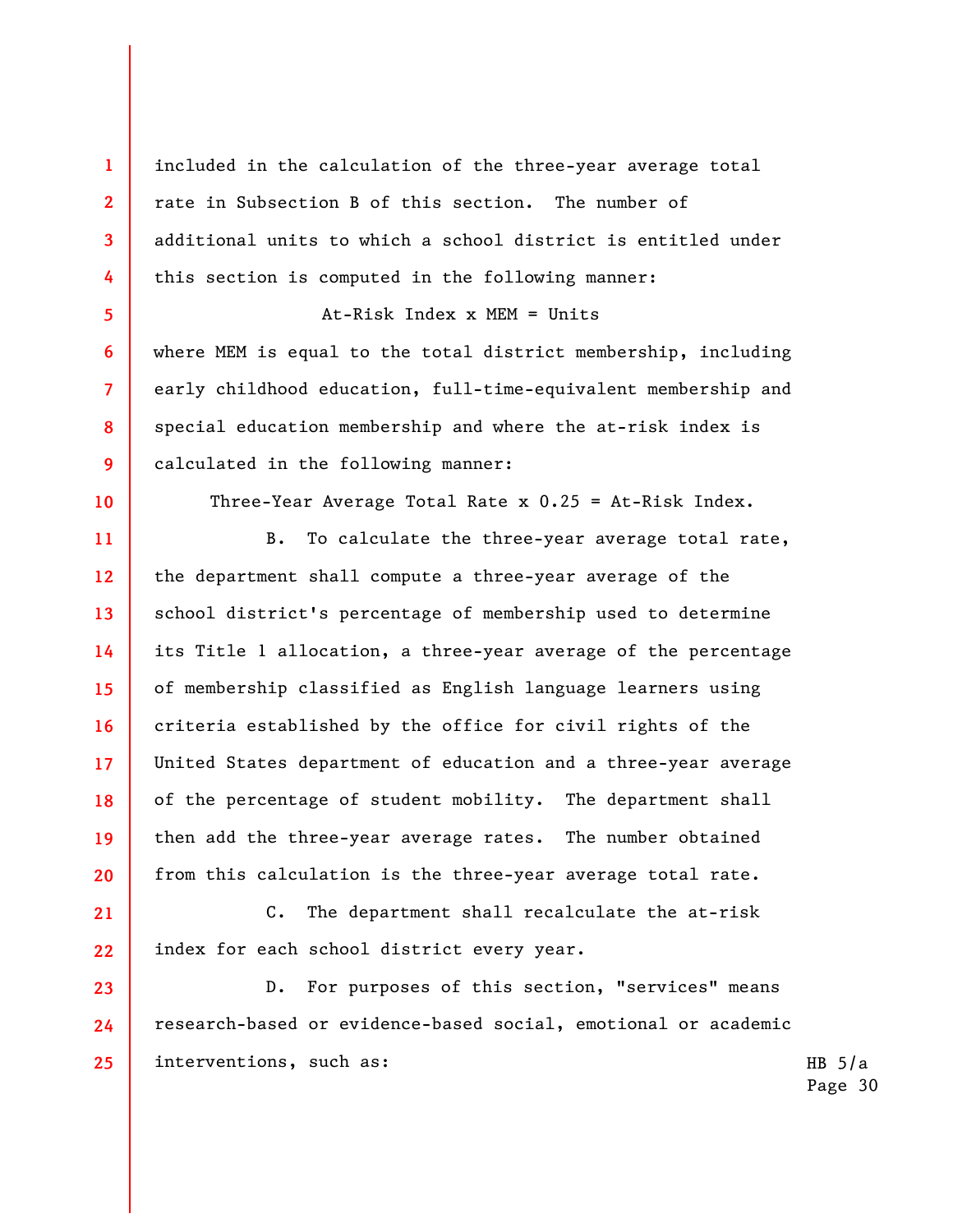included in the calculation of the three-year average total rate in Subsection B of this section. The number of additional units to which a school district is entitled under this section is computed in the following manner:

At-Risk Index x MEM = Units

where MEM is equal to the total district membership, including early childhood education, full-time-equivalent membership and special education membership and where the at-risk index is calculated in the following manner:

Three-Year Average Total Rate x 0.25 = At-Risk Index.

B. To calculate the three-year average total rate, the department shall compute a three-year average of the school district's percentage of membership used to determine its Title 1 allocation, a three-year average of the percentage of membership classified as English language learners using criteria established by the office for civil rights of the United States department of education and a three-year average of the percentage of student mobility. The department shall then add the three-year average rates. The number obtained from this calculation is the three-year average total rate.

C. The department shall recalculate the at-risk index for each school district every year.

D. For purposes of this section, "services" means research-based or evidence-based social, emotional or academic interventions, such as: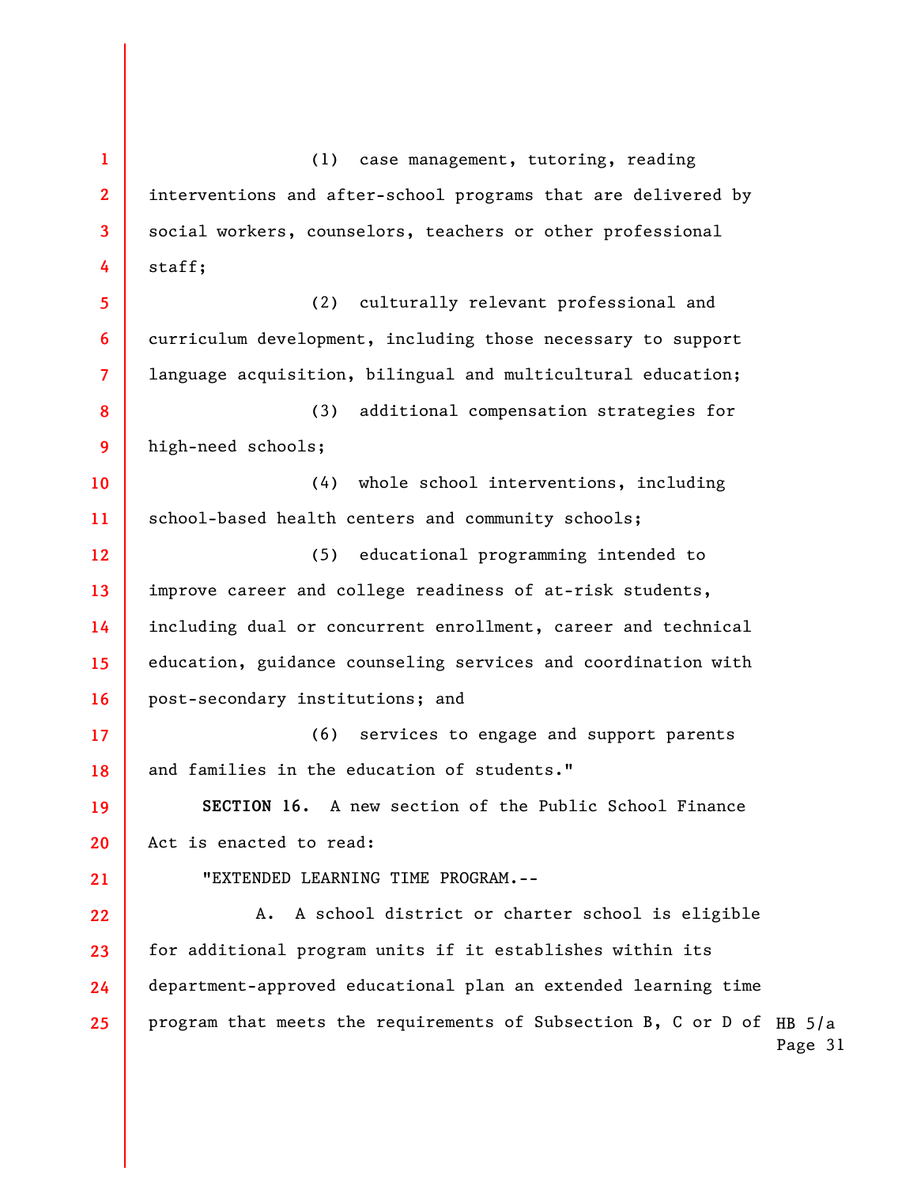(1) case management, tutoring, reading interventions and after-school programs that are delivered by social workers, counselors, teachers or other professional staff;

(2) culturally relevant professional and curriculum development, including those necessary to support language acquisition, bilingual and multicultural education;

(3) additional compensation strategies for high-need schools;

(4) whole school interventions, including school-based health centers and community schools;

(5) educational programming intended to improve career and college readiness of at-risk students, including dual or concurrent enrollment, career and technical education, guidance counseling services and coordination with post-secondary institutions; and

(6) services to engage and support parents and families in the education of students."

**SECTION 16.** A new section of the Public School Finance Act is enacted to read:

"EXTENDED LEARNING TIME PROGRAM.--

A. A school district or charter school is eligible for additional program units if it establishes within its department-approved educational plan an extended learning time program that meets the requirements of Subsection B, C or D of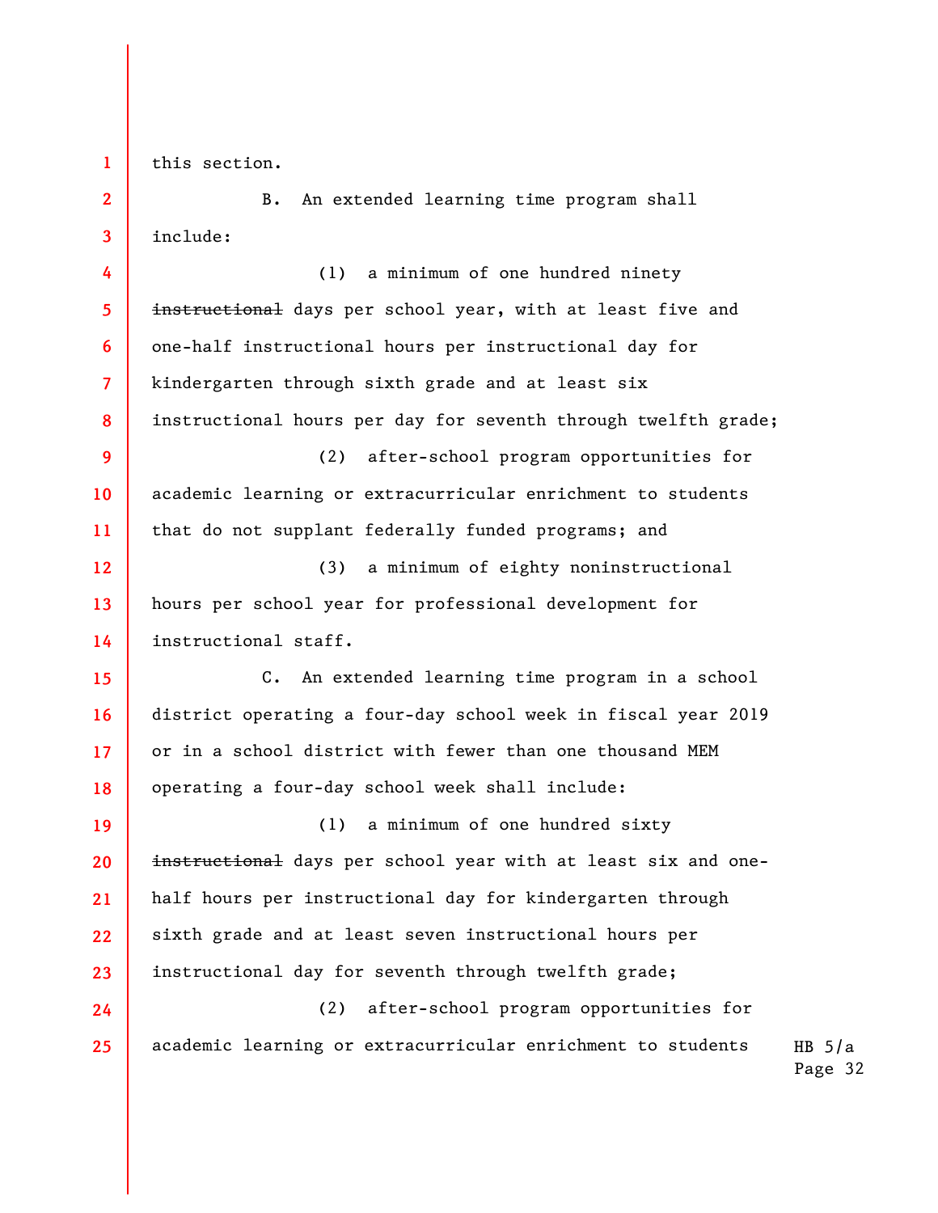this section.

B. An extended learning time program shall include:

(1) a minimum of one hundred ninety ~~instructional~~ days per school year, with at least five and one-half instructional hours per instructional day for kindergarten through sixth grade and at least six instructional hours per day for seventh through twelfth grade;

(2) after-school program opportunities for academic learning or extracurricular enrichment to students that do not supplant federally funded programs; and

(3) a minimum of eighty noninstructional hours per school year for professional development for instructional staff.

C. An extended learning time program in a school district operating a four-day school week in fiscal year 2019 or in a school district with fewer than one thousand MEM operating a four-day school week shall include:

(1) a minimum of one hundred sixty ~~instructional~~ days per school year with at least six and one-half hours per instructional day for kindergarten through sixth grade and at least seven instructional hours per instructional day for seventh through twelfth grade;

(2) after-school program opportunities for academic learning or extracurricular enrichment to students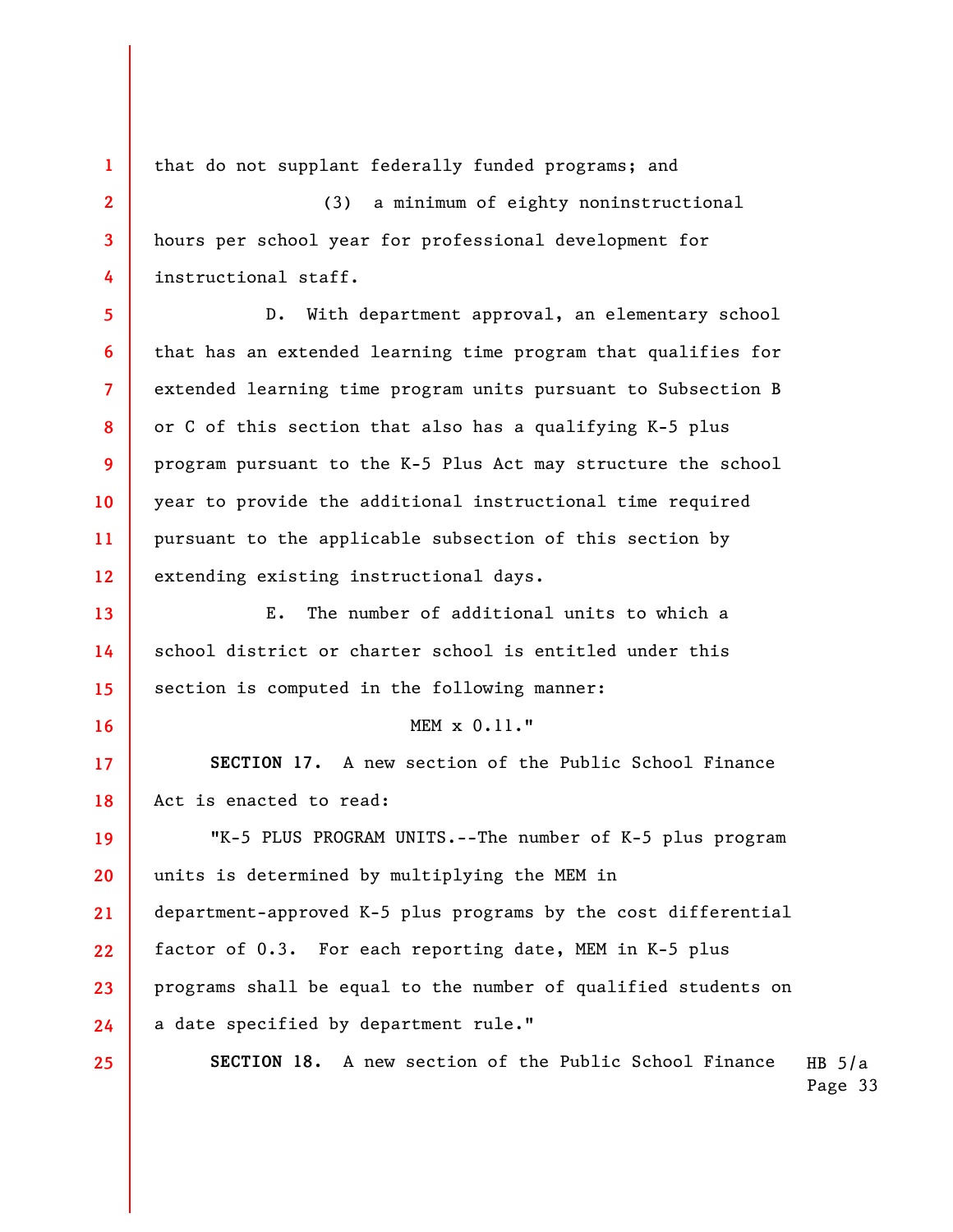that do not supplant federally funded programs; and

(3) a minimum of eighty noninstructional hours per school year for professional development for instructional staff.

D. With department approval, an elementary school that has an extended learning time program that qualifies for extended learning time program units pursuant to Subsection B or C of this section that also has a qualifying K-5 plus program pursuant to the K-5 Plus Act may structure the school year to provide the additional instructional time required pursuant to the applicable subsection of this section by extending existing instructional days.

E. The number of additional units to which a school district or charter school is entitled under this section is computed in the following manner:

MEM x 0.11."

**SECTION 17.** A new section of the Public School Finance Act is enacted to read:

"K-5 PLUS PROGRAM UNITS.--The number of K-5 plus program units is determined by multiplying the MEM in department-approved K-5 plus programs by the cost differential factor of 0.3. For each reporting date, MEM in K-5 plus programs shall be equal to the number of qualified students on a date specified by department rule."

**SECTION 18.** A new section of the Public School Finance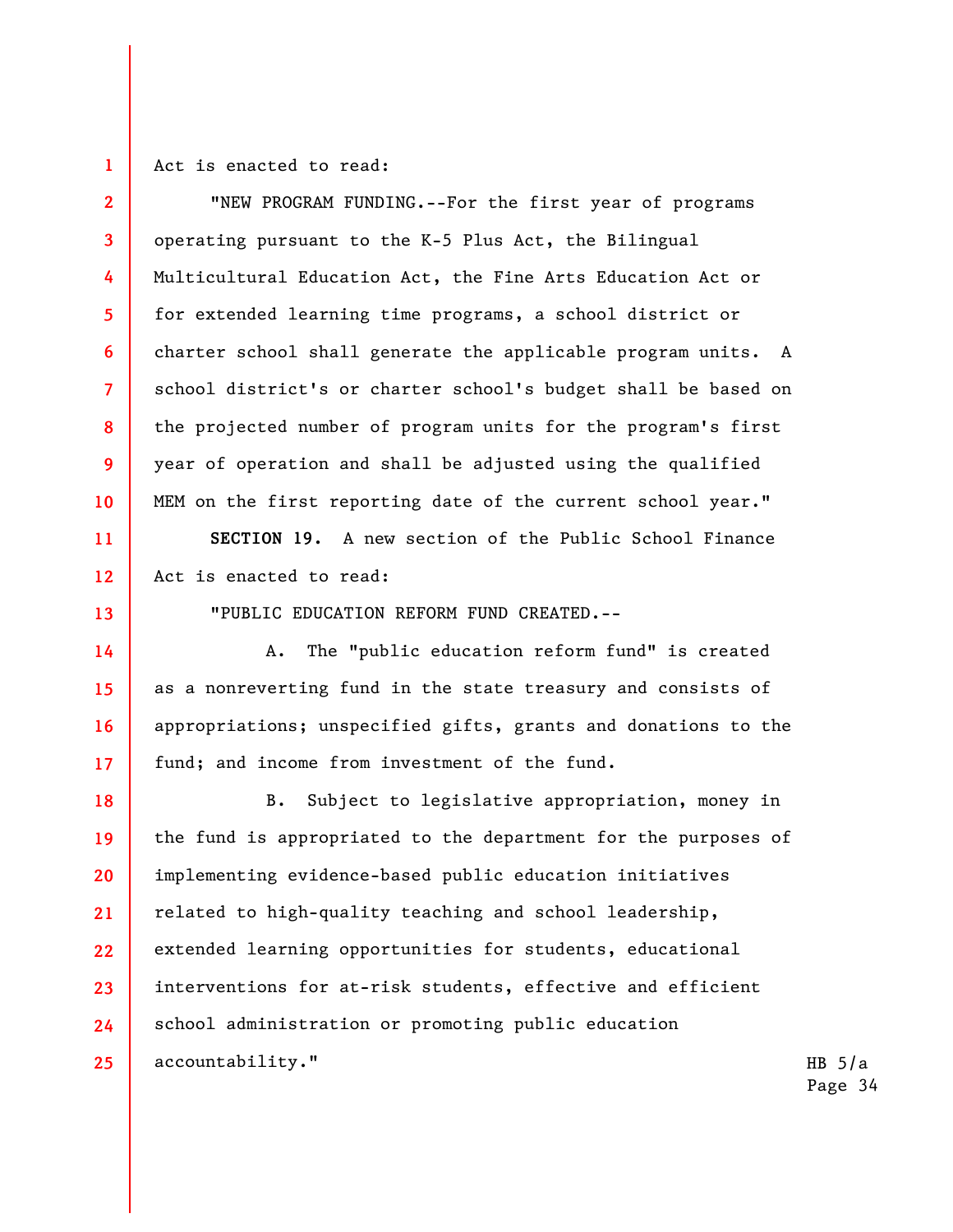Act is enacted to read:

"NEW PROGRAM FUNDING.--For the first year of programs operating pursuant to the K-5 Plus Act, the Bilingual Multicultural Education Act, the Fine Arts Education Act or for extended learning time programs, a school district or charter school shall generate the applicable program units. A school district's or charter school's budget shall be based on the projected number of program units for the program's first year of operation and shall be adjusted using the qualified MEM on the first reporting date of the current school year."

**SECTION 19.** A new section of the Public School Finance Act is enacted to read:

"PUBLIC EDUCATION REFORM FUND CREATED.--

A. The "public education reform fund" is created as a nonreverting fund in the state treasury and consists of appropriations; unspecified gifts, grants and donations to the fund; and income from investment of the fund.

B. Subject to legislative appropriation, money in the fund is appropriated to the department for the purposes of implementing evidence-based public education initiatives related to high-quality teaching and school leadership, extended learning opportunities for students, educational interventions for at-risk students, effective and efficient school administration or promoting public education accountability."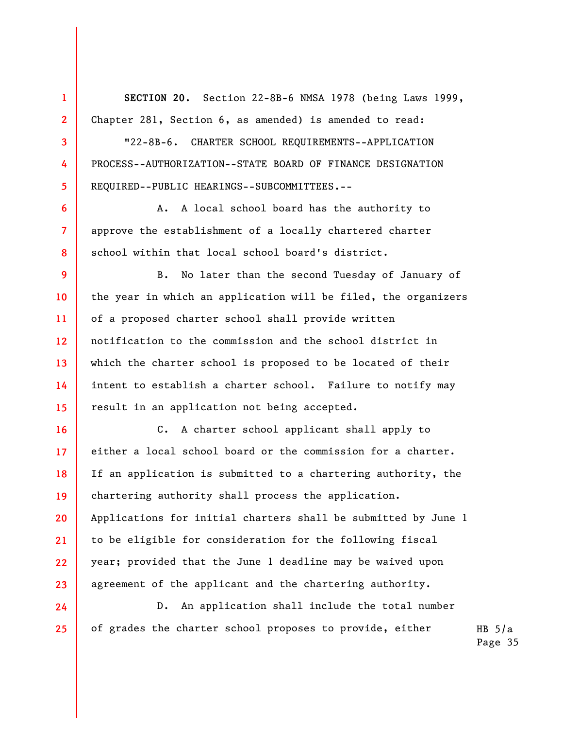**SECTION 20.** Section 22-8B-6 NMSA 1978 (being Laws 1999, Chapter 281, Section 6, as amended) is amended to read:

"22-8B-6. CHARTER SCHOOL REQUIREMENTS--APPLICATION PROCESS--AUTHORIZATION--STATE BOARD OF FINANCE DESIGNATION REQUIRED--PUBLIC HEARINGS--SUBCOMMITTEES.--

A. A local school board has the authority to approve the establishment of a locally chartered charter school within that local school board's district.

B. No later than the second Tuesday of January of the year in which an application will be filed, the organizers of a proposed charter school shall provide written notification to the commission and the school district in which the charter school is proposed to be located of their intent to establish a charter school. Failure to notify may result in an application not being accepted.

C. A charter school applicant shall apply to either a local school board or the commission for a charter. If an application is submitted to a chartering authority, the chartering authority shall process the application. Applications for initial charters shall be submitted by June 1 to be eligible for consideration for the following fiscal year; provided that the June 1 deadline may be waived upon agreement of the applicant and the chartering authority.

D. An application shall include the total number of grades the charter school proposes to provide, either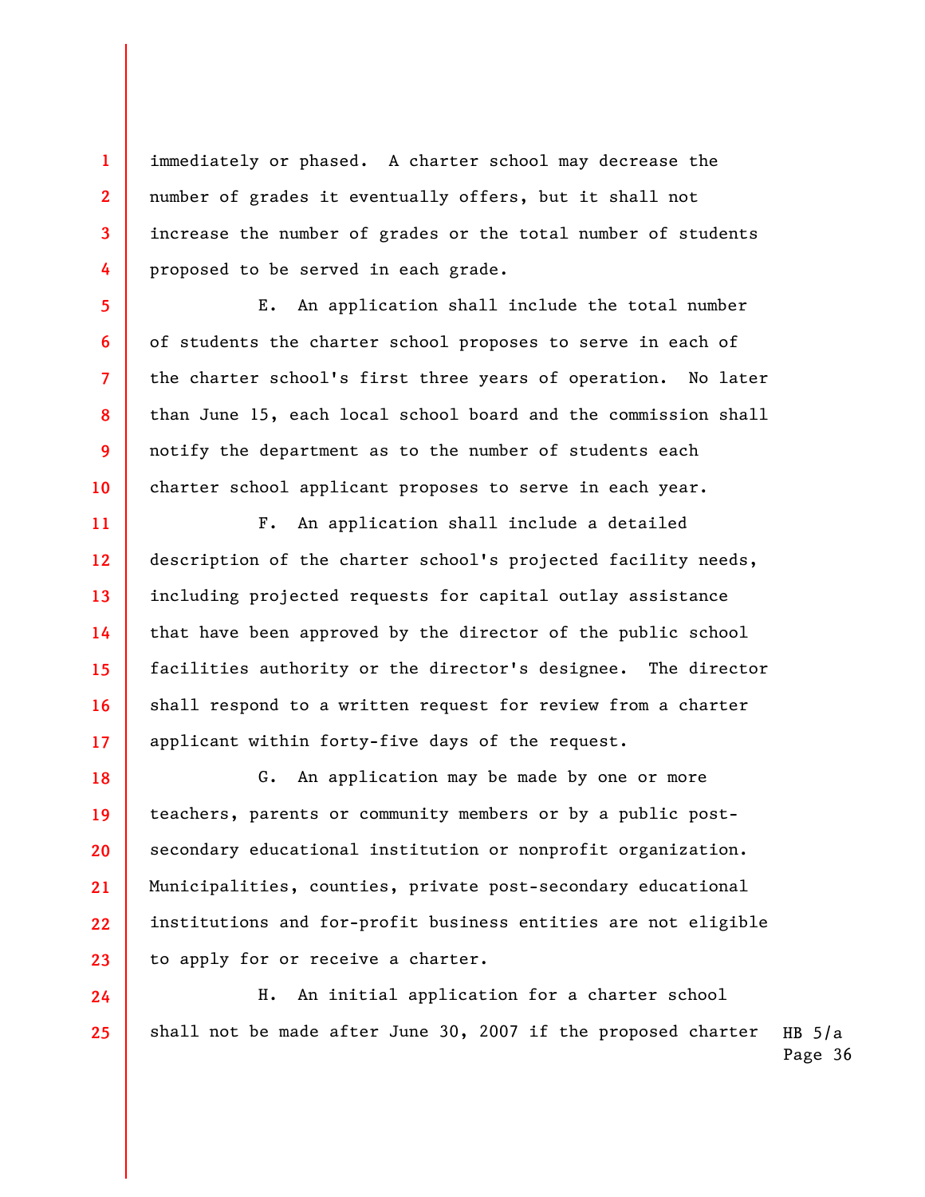immediately or phased. A charter school may decrease the number of grades it eventually offers, but it shall not increase the number of grades or the total number of students proposed to be served in each grade.

E. An application shall include the total number of students the charter school proposes to serve in each of the charter school's first three years of operation. No later than June 15, each local school board and the commission shall notify the department as to the number of students each charter school applicant proposes to serve in each year.

F. An application shall include a detailed description of the charter school's projected facility needs, including projected requests for capital outlay assistance that have been approved by the director of the public school facilities authority or the director's designee. The director shall respond to a written request for review from a charter applicant within forty-five days of the request.

G. An application may be made by one or more teachers, parents or community members or by a public post-secondary educational institution or nonprofit organization. Municipalities, counties, private post-secondary educational institutions and for-profit business entities are not eligible to apply for or receive a charter.

H. An initial application for a charter school shall not be made after June 30, 2007 if the proposed charter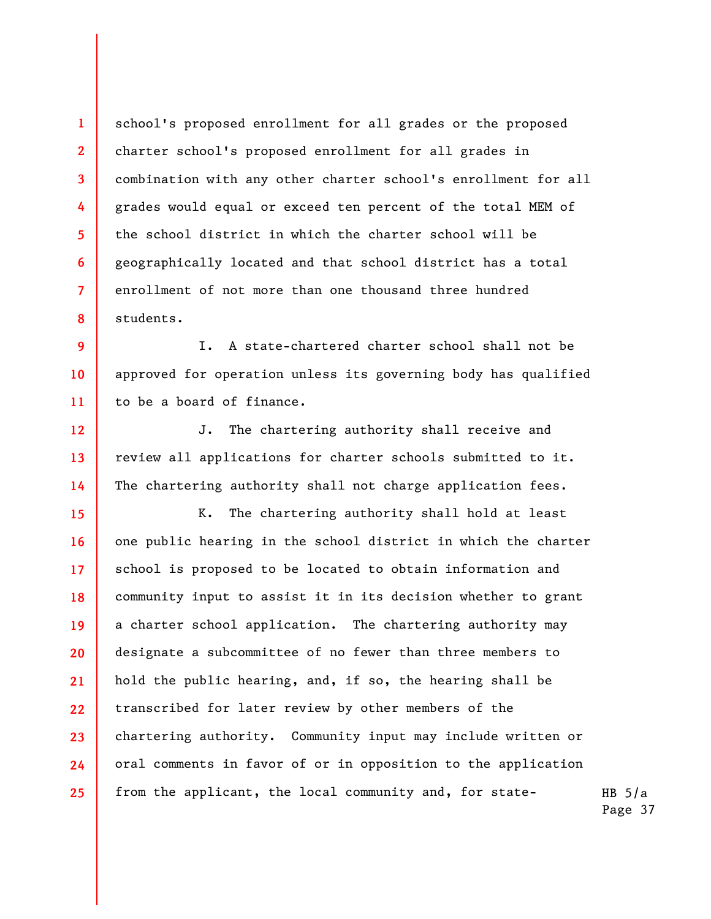school's proposed enrollment for all grades or the proposed charter school's proposed enrollment for all grades in combination with any other charter school's enrollment for all grades would equal or exceed ten percent of the total MEM of the school district in which the charter school will be geographically located and that school district has a total enrollment of not more than one thousand three hundred students.

I. A state-chartered charter school shall not be approved for operation unless its governing body has qualified to be a board of finance.

J. The chartering authority shall receive and review all applications for charter schools submitted to it. The chartering authority shall not charge application fees.

K. The chartering authority shall hold at least one public hearing in the school district in which the charter school is proposed to be located to obtain information and community input to assist it in its decision whether to grant a charter school application. The chartering authority may designate a subcommittee of no fewer than three members to hold the public hearing, and, if so, the hearing shall be transcribed for later review by other members of the chartering authority. Community input may include written or oral comments in favor of or in opposition to the application from the applicant, the local community and, for state-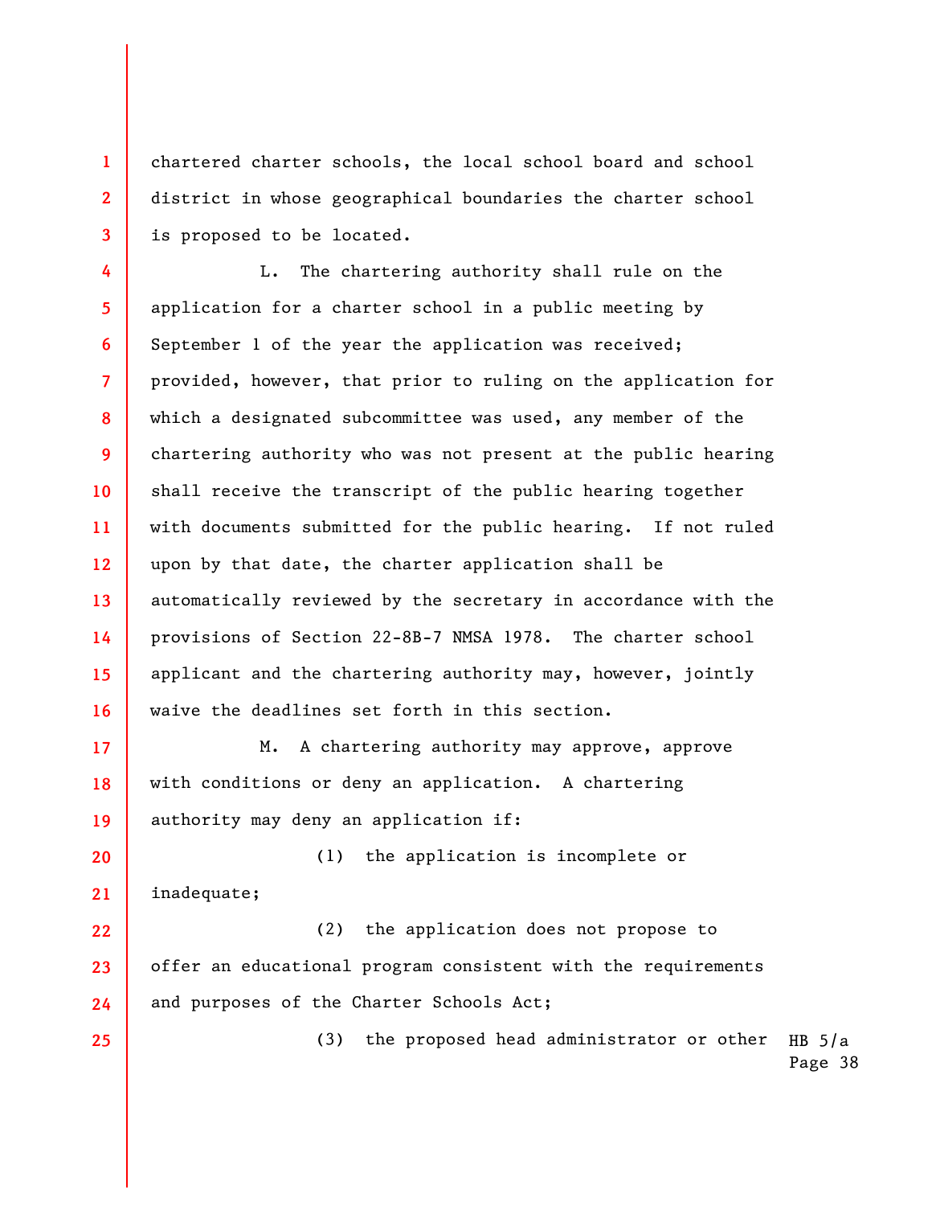chartered charter schools, the local school board and school district in whose geographical boundaries the charter school is proposed to be located.

L. The chartering authority shall rule on the application for a charter school in a public meeting by September 1 of the year the application was received; provided, however, that prior to ruling on the application for which a designated subcommittee was used, any member of the chartering authority who was not present at the public hearing shall receive the transcript of the public hearing together with documents submitted for the public hearing. If not ruled upon by that date, the charter application shall be automatically reviewed by the secretary in accordance with the provisions of Section 22-8B-7 NMSA 1978. The charter school applicant and the chartering authority may, however, jointly waive the deadlines set forth in this section.

M. A chartering authority may approve, approve with conditions or deny an application. A chartering authority may deny an application if:

(1) the application is incomplete or inadequate;

(2) the application does not propose to offer an educational program consistent with the requirements and purposes of the Charter Schools Act;

(3) the proposed head administrator or other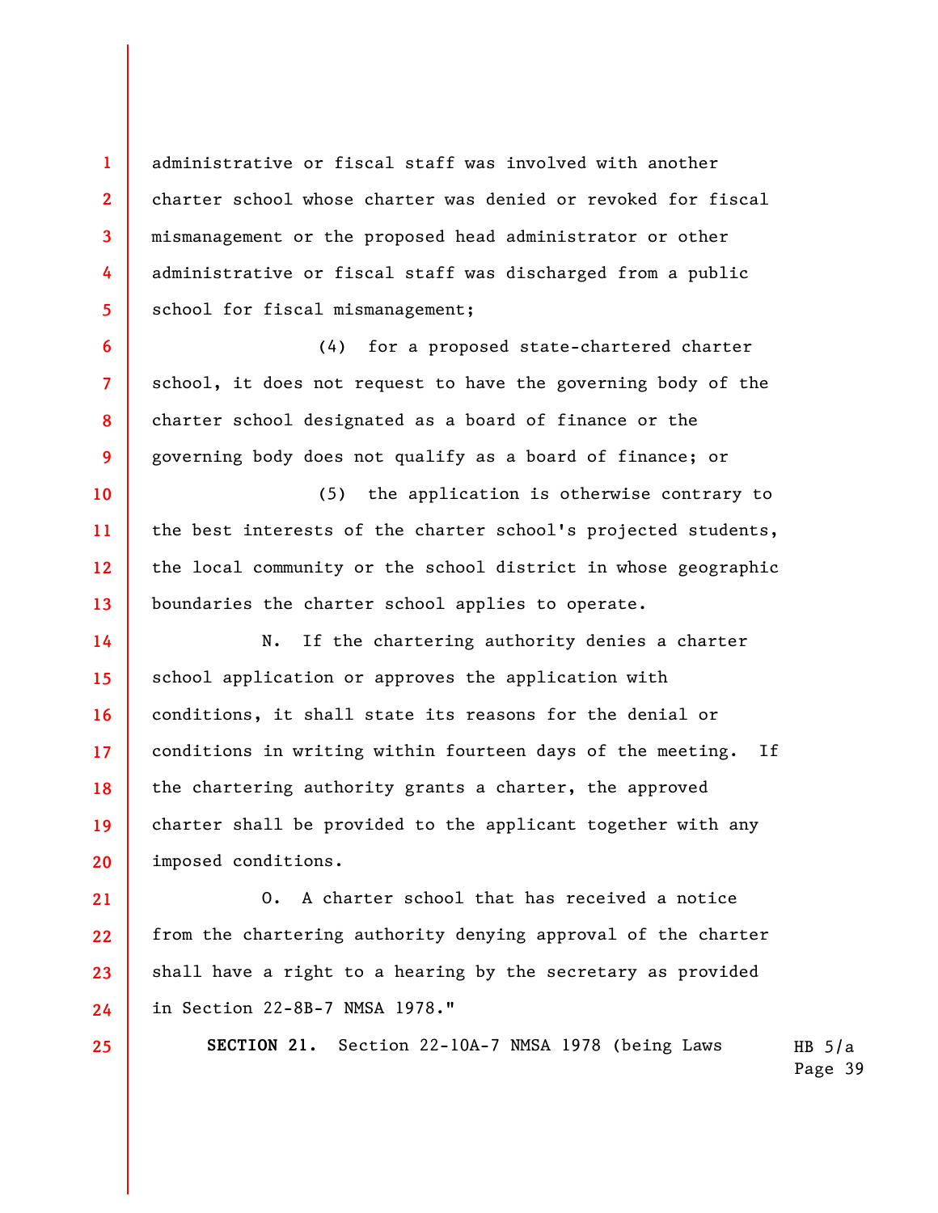administrative or fiscal staff was involved with another charter school whose charter was denied or revoked for fiscal mismanagement or the proposed head administrator or other administrative or fiscal staff was discharged from a public school for fiscal mismanagement;

(4) for a proposed state-chartered charter school, it does not request to have the governing body of the charter school designated as a board of finance or the governing body does not qualify as a board of finance; or

(5) the application is otherwise contrary to the best interests of the charter school's projected students, the local community or the school district in whose geographic boundaries the charter school applies to operate.

N. If the chartering authority denies a charter school application or approves the application with conditions, it shall state its reasons for the denial or conditions in writing within fourteen days of the meeting. If the chartering authority grants a charter, the approved charter shall be provided to the applicant together with any imposed conditions.

O. A charter school that has received a notice from the chartering authority denying approval of the charter shall have a right to a hearing by the secretary as provided in Section 22-8B-7 NMSA 1978."

**SECTION 21.** Section 22-10A-7 NMSA 1978 (being Laws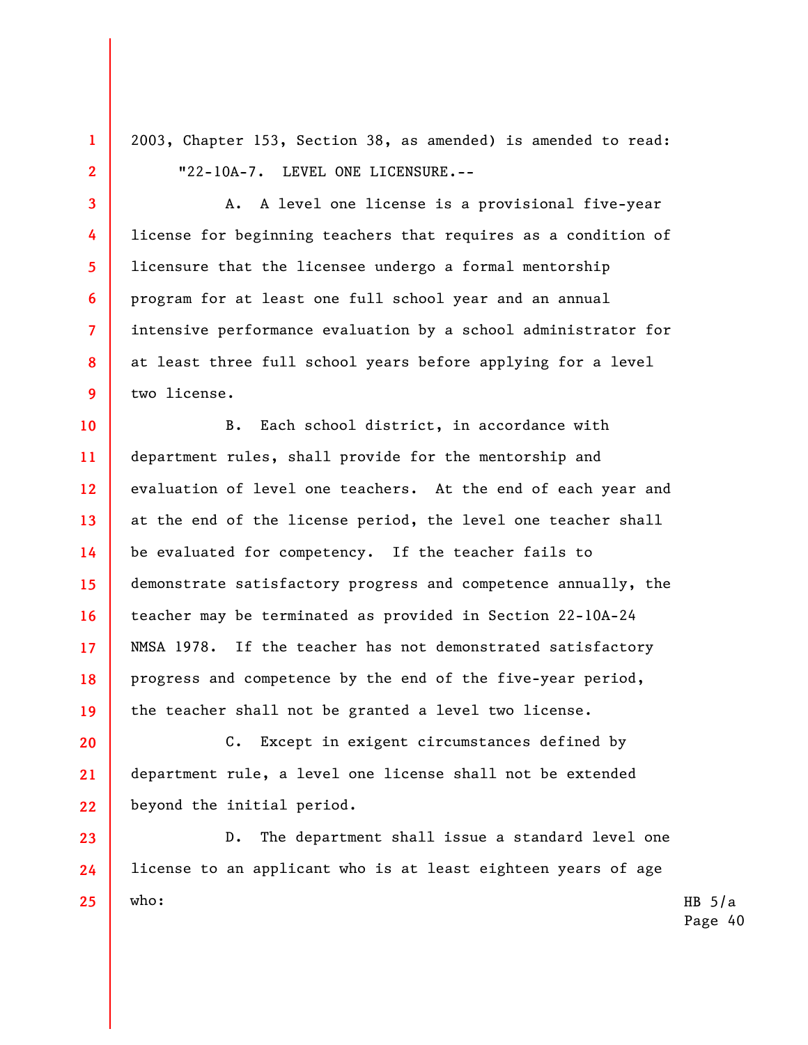2003, Chapter 153, Section 38, as amended) is amended to read:

"22-10A-7. LEVEL ONE LICENSURE.--

A. A level one license is a provisional five-year license for beginning teachers that requires as a condition of licensure that the licensee undergo a formal mentorship program for at least one full school year and an annual intensive performance evaluation by a school administrator for at least three full school years before applying for a level two license.

B. Each school district, in accordance with department rules, shall provide for the mentorship and evaluation of level one teachers. At the end of each year and at the end of the license period, the level one teacher shall be evaluated for competency. If the teacher fails to demonstrate satisfactory progress and competence annually, the teacher may be terminated as provided in Section 22-10A-24 NMSA 1978. If the teacher has not demonstrated satisfactory progress and competence by the end of the five-year period, the teacher shall not be granted a level two license.

C. Except in exigent circumstances defined by department rule, a level one license shall not be extended beyond the initial period.

D. The department shall issue a standard level one license to an applicant who is at least eighteen years of age who: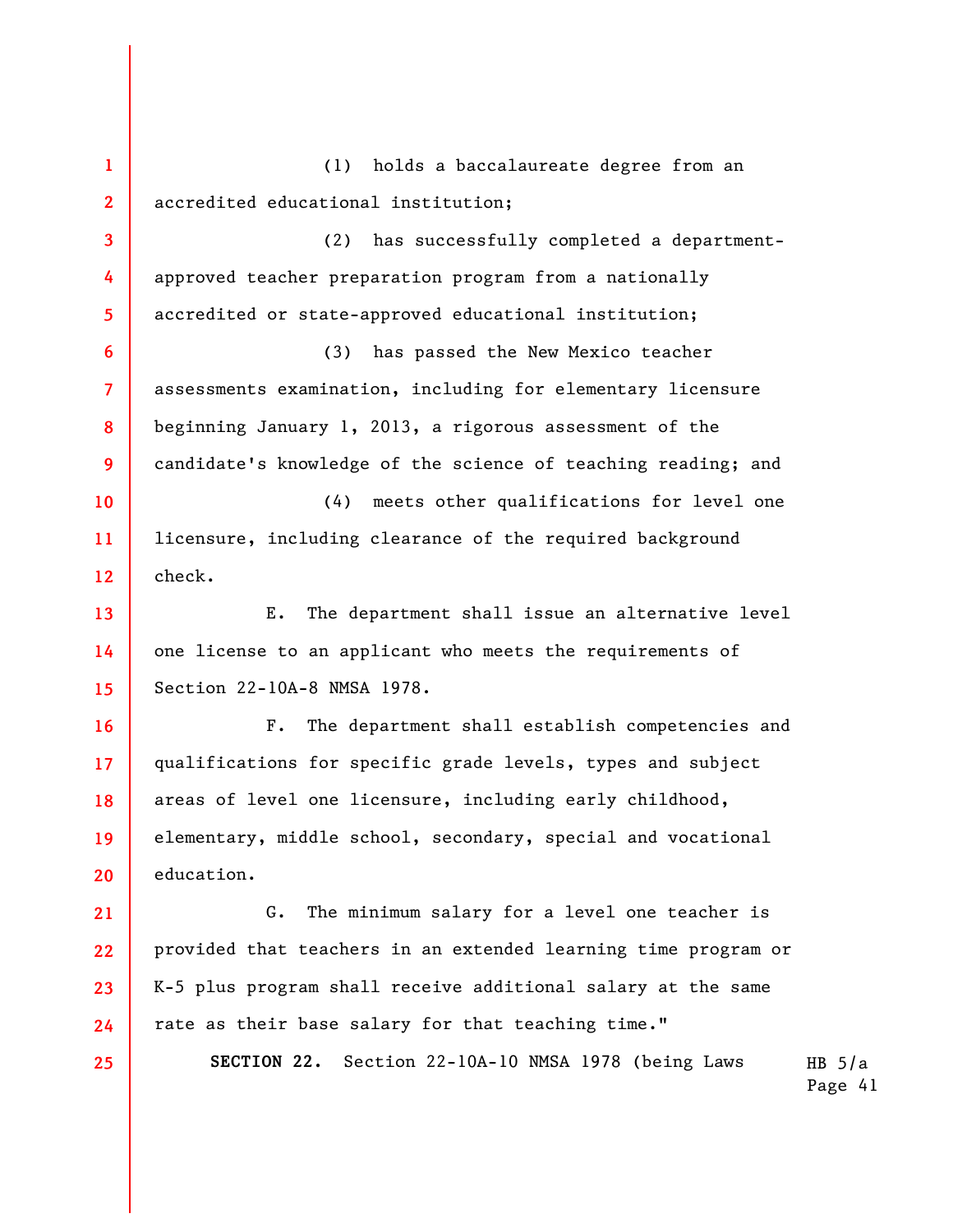(1) holds a baccalaureate degree from an accredited educational institution;

(2) has successfully completed a department-approved teacher preparation program from a nationally accredited or state-approved educational institution;

(3) has passed the New Mexico teacher assessments examination, including for elementary licensure beginning January 1, 2013, a rigorous assessment of the candidate's knowledge of the science of teaching reading; and

(4) meets other qualifications for level one licensure, including clearance of the required background check.

E. The department shall issue an alternative level one license to an applicant who meets the requirements of Section 22-10A-8 NMSA 1978.

F. The department shall establish competencies and qualifications for specific grade levels, types and subject areas of level one licensure, including early childhood, elementary, middle school, secondary, special and vocational education.

G. The minimum salary for a level one teacher is provided that teachers in an extended learning time program or K-5 plus program shall receive additional salary at the same rate as their base salary for that teaching time."

**SECTION 22.** Section 22-10A-10 NMSA 1978 (being Laws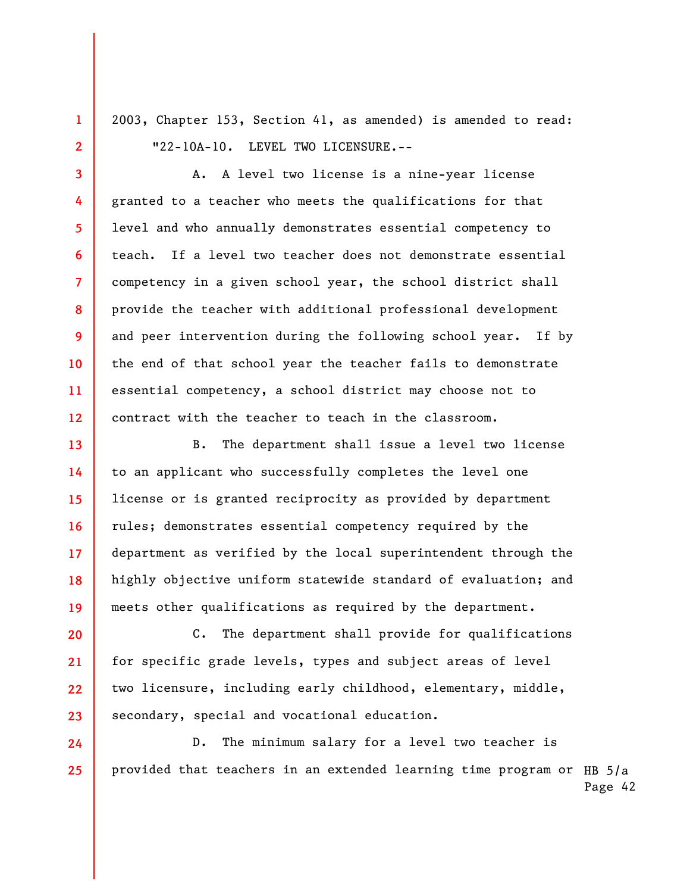2003, Chapter 153, Section 41, as amended) is amended to read:

"22-10A-10. LEVEL TWO LICENSURE.--

A. A level two license is a nine-year license granted to a teacher who meets the qualifications for that level and who annually demonstrates essential competency to teach. If a level two teacher does not demonstrate essential competency in a given school year, the school district shall provide the teacher with additional professional development and peer intervention during the following school year. If by the end of that school year the teacher fails to demonstrate essential competency, a school district may choose not to contract with the teacher to teach in the classroom.

B. The department shall issue a level two license to an applicant who successfully completes the level one license or is granted reciprocity as provided by department rules; demonstrates essential competency required by the department as verified by the local superintendent through the highly objective uniform statewide standard of evaluation; and meets other qualifications as required by the department.

C. The department shall provide for qualifications for specific grade levels, types and subject areas of level two licensure, including early childhood, elementary, middle, secondary, special and vocational education.

D. The minimum salary for a level two teacher is provided that teachers in an extended learning time program or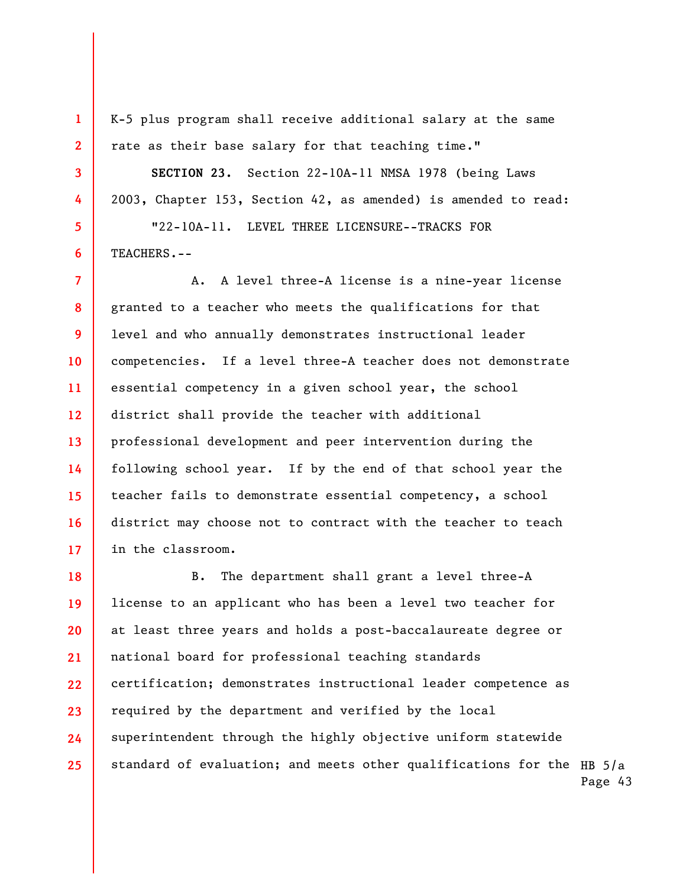K-5 plus program shall receive additional salary at the same rate as their base salary for that teaching time."

**SECTION 23.** Section 22-10A-11 NMSA 1978 (being Laws 2003, Chapter 153, Section 42, as amended) is amended to read:

"22-10A-11. LEVEL THREE LICENSURE--TRACKS FOR TEACHERS.--

A. A level three-A license is a nine-year license granted to a teacher who meets the qualifications for that level and who annually demonstrates instructional leader competencies. If a level three-A teacher does not demonstrate essential competency in a given school year, the school district shall provide the teacher with additional professional development and peer intervention during the following school year. If by the end of that school year the teacher fails to demonstrate essential competency, a school district may choose not to contract with the teacher to teach in the classroom.

B. The department shall grant a level three-A license to an applicant who has been a level two teacher for at least three years and holds a post-baccalaureate degree or national board for professional teaching standards certification; demonstrates instructional leader competence as required by the department and verified by the local superintendent through the highly objective uniform statewide standard of evaluation; and meets other qualifications for the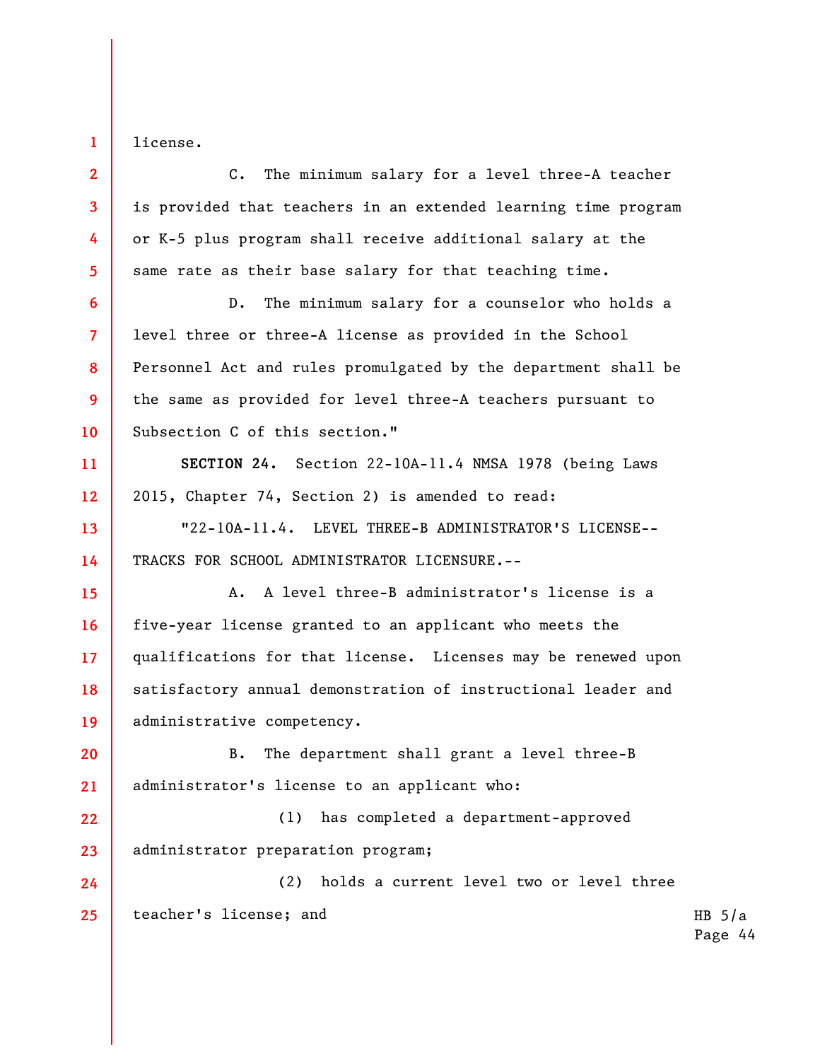license.

C. The minimum salary for a level three-A teacher is provided that teachers in an extended learning time program or K-5 plus program shall receive additional salary at the same rate as their base salary for that teaching time.

D. The minimum salary for a counselor who holds a level three or three-A license as provided in the School Personnel Act and rules promulgated by the department shall be the same as provided for level three-A teachers pursuant to Subsection C of this section."

**SECTION 24.** Section 22-10A-11.4 NMSA 1978 (being Laws 2015, Chapter 74, Section 2) is amended to read:

"22-10A-11.4. LEVEL THREE-B ADMINISTRATOR'S LICENSE--TRACKS FOR SCHOOL ADMINISTRATOR LICENSURE.--

A. A level three-B administrator's license is a five-year license granted to an applicant who meets the qualifications for that license. Licenses may be renewed upon satisfactory annual demonstration of instructional leader and administrative competency.

B. The department shall grant a level three-B administrator's license to an applicant who:

(1) has completed a department-approved administrator preparation program;

(2) holds a current level two or level three teacher's license; and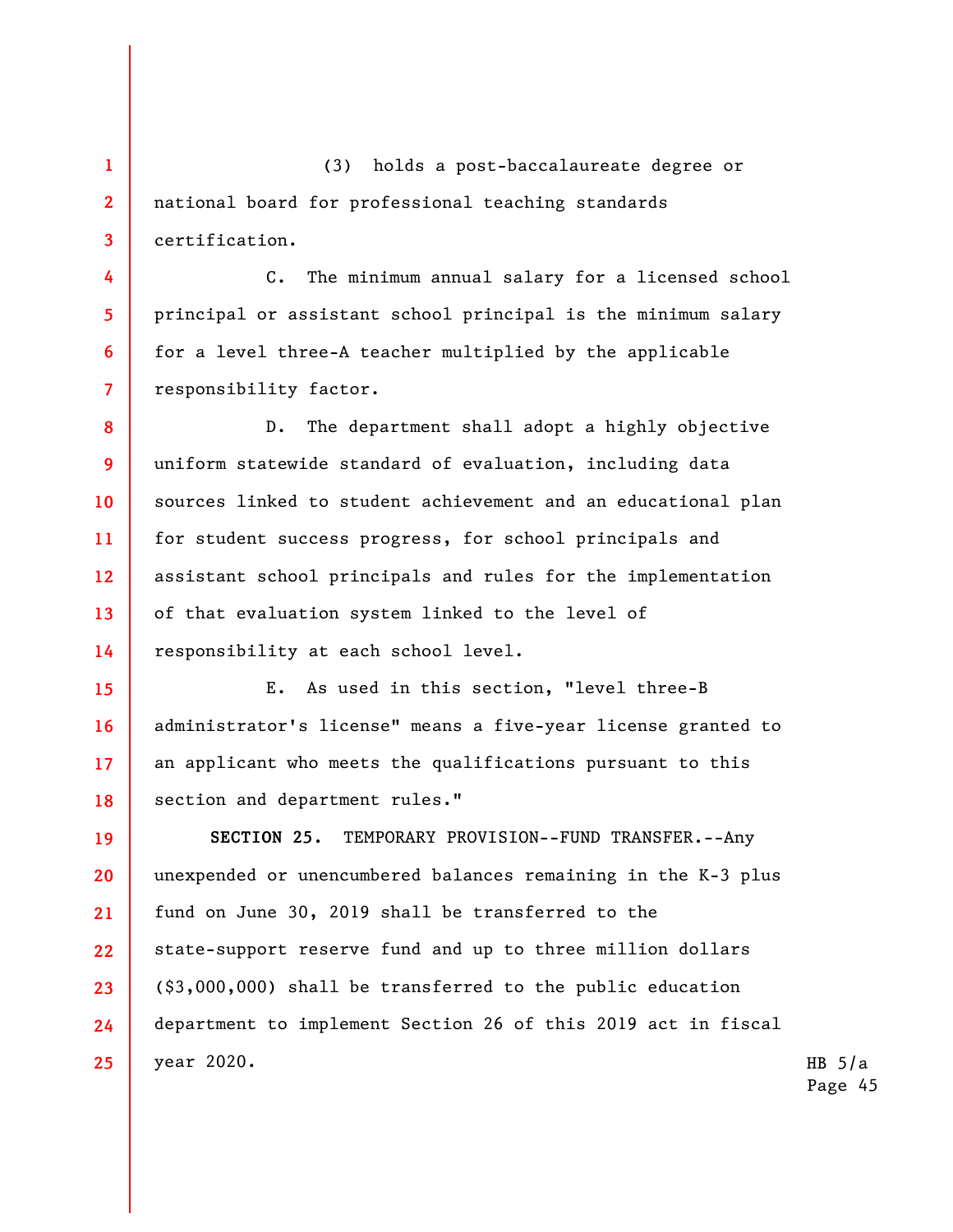(3) holds a post-baccalaureate degree or national board for professional teaching standards certification.

C. The minimum annual salary for a licensed school principal or assistant school principal is the minimum salary for a level three-A teacher multiplied by the applicable responsibility factor.

D. The department shall adopt a highly objective uniform statewide standard of evaluation, including data sources linked to student achievement and an educational plan for student success progress, for school principals and assistant school principals and rules for the implementation of that evaluation system linked to the level of responsibility at each school level.

E. As used in this section, "level three-B administrator's license" means a five-year license granted to an applicant who meets the qualifications pursuant to this section and department rules."

**SECTION 25.** TEMPORARY PROVISION--FUND TRANSFER.--Any unexpended or unencumbered balances remaining in the K-3 plus fund on June 30, 2019 shall be transferred to the state-support reserve fund and up to three million dollars ($3,000,000) shall be transferred to the public education department to implement Section 26 of this 2019 act in fiscal year 2020.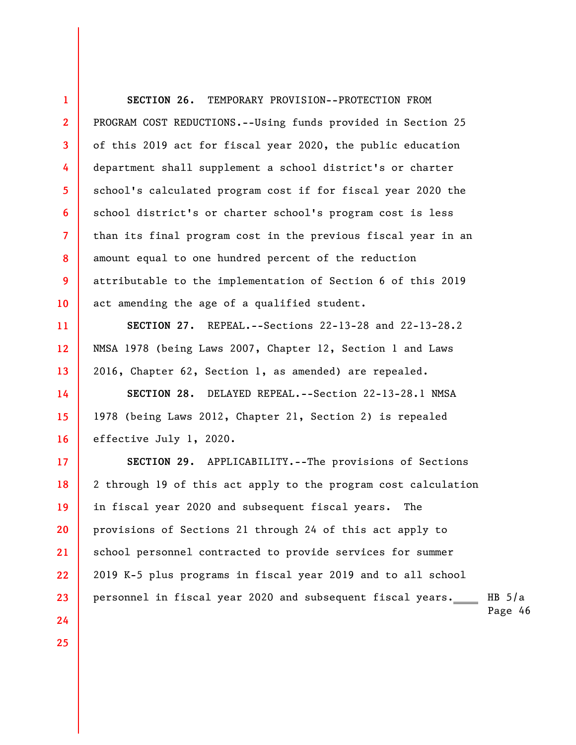**SECTION 26.** TEMPORARY PROVISION--PROTECTION FROM PROGRAM COST REDUCTIONS.--Using funds provided in Section 25 of this 2019 act for fiscal year 2020, the public education department shall supplement a school district's or charter school's calculated program cost if for fiscal year 2020 the school district's or charter school's program cost is less than its final program cost in the previous fiscal year in an amount equal to one hundred percent of the reduction attributable to the implementation of Section 6 of this 2019 act amending the age of a qualified student.

**SECTION 27.** REPEAL.--Sections 22-13-28 and 22-13-28.2 NMSA 1978 (being Laws 2007, Chapter 12, Section 1 and Laws 2016, Chapter 62, Section 1, as amended) are repealed.

**SECTION 28.** DELAYED REPEAL.--Section 22-13-28.1 NMSA 1978 (being Laws 2012, Chapter 21, Section 2) is repealed effective July 1, 2020.

**SECTION 29.** APPLICABILITY.--The provisions of Sections 2 through 19 of this act apply to the program cost calculation in fiscal year 2020 and subsequent fiscal years. The provisions of Sections 21 through 24 of this act apply to school personnel contracted to provide services for summer 2019 K-5 plus programs in fiscal year 2019 and to all school personnel in fiscal year 2020 and subsequent fiscal years.

HB 5/a